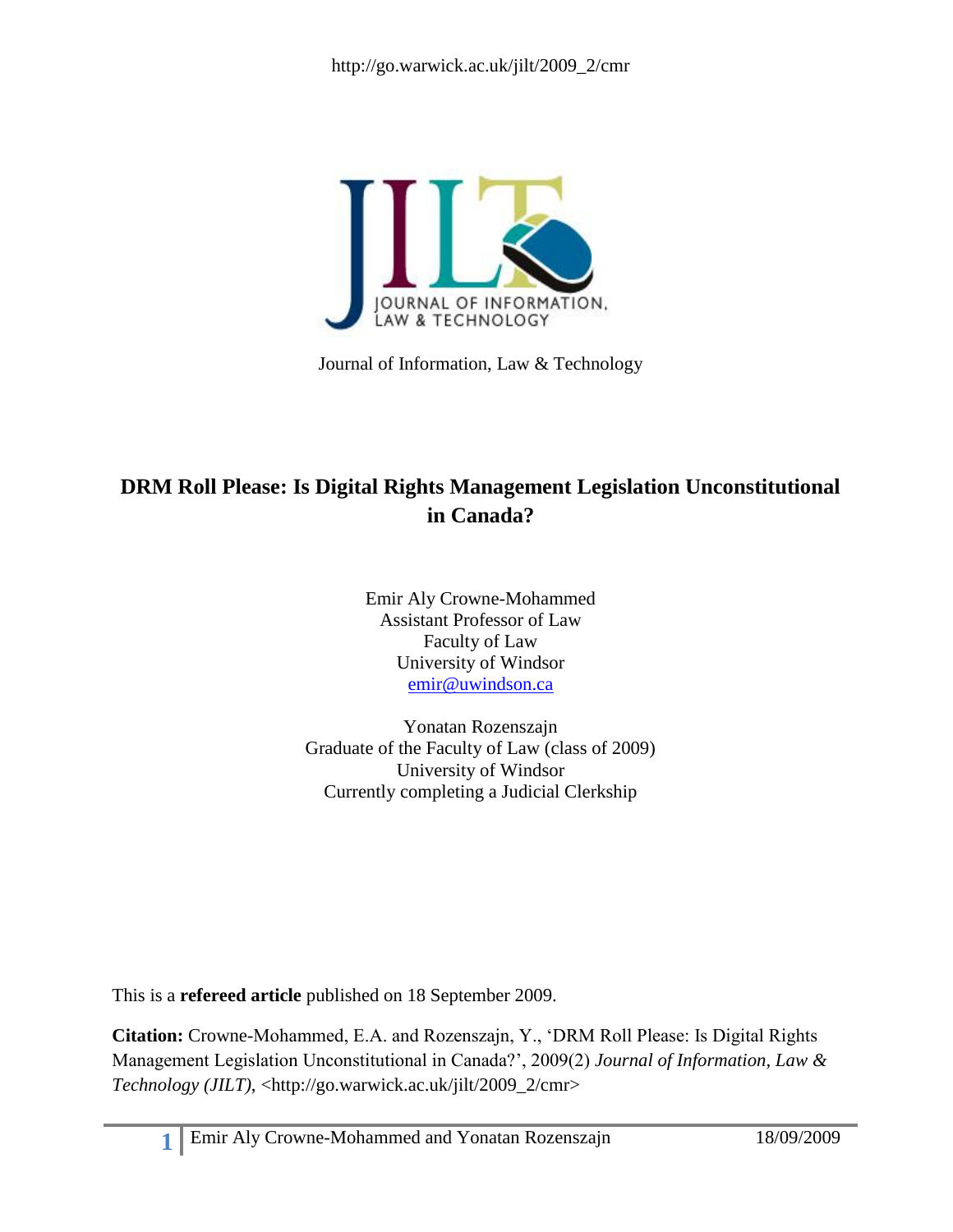http://go.warwick.ac.uk/jilt/2009_2/cmr

Journal of Information, Law & Technology

# DRM Roll Please: Is Digital Rights Management Legislation Unconstitutional in Canada?

Emir Aly Crowne-Mohammed
Assistant Professor of Law
Faculty of Law
University of Windsor
emir@uwindson.ca

Yonatan Rozenszajn
Graduate of the Faculty of Law (class of 2009)
University of Windsor
Currently completing a Judicial Clerkship

This is a **refereed article** published on 18 September 2009.

**Citation:** Crowne-Mohammed, E.A. and Rozenszajn, Y., 'DRM Roll Please: Is Digital Rights Management Legislation Unconstitutional in Canada?', 2009(2) *Journal of Information, Law & Technology (JILT)*, <http://go.warwick.ac.uk/jilt/2009_2/cmr>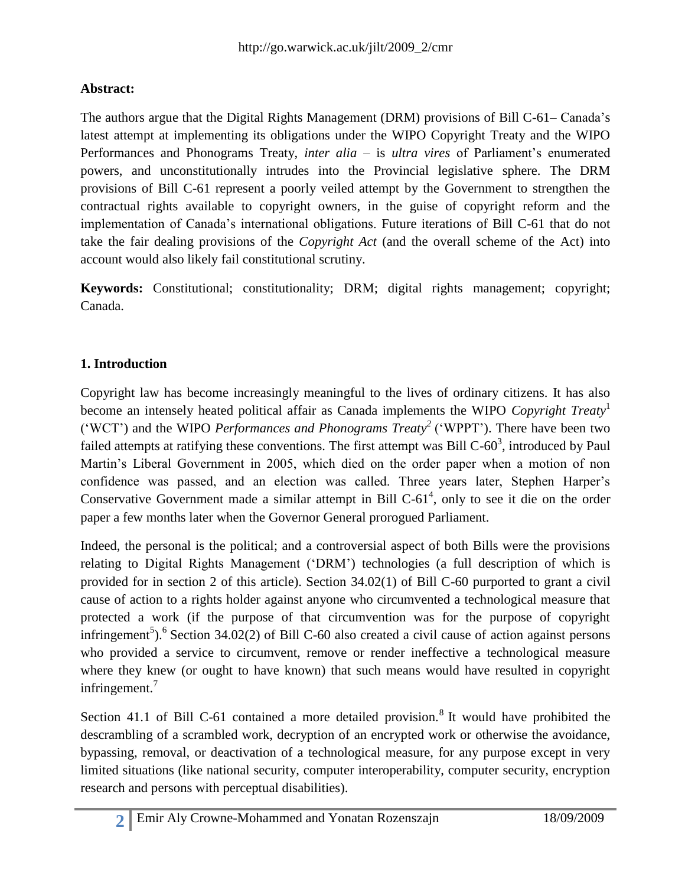**Abstract:**

The authors argue that the Digital Rights Management (DRM) provisions of Bill C-61– Canada's latest attempt at implementing its obligations under the WIPO Copyright Treaty and the WIPO Performances and Phonograms Treaty, *inter alia* – is *ultra vires* of Parliament's enumerated powers, and unconstitutionally intrudes into the Provincial legislative sphere. The DRM provisions of Bill C-61 represent a poorly veiled attempt by the Government to strengthen the contractual rights available to copyright owners, in the guise of copyright reform and the implementation of Canada's international obligations. Future iterations of Bill C-61 that do not take the fair dealing provisions of the *Copyright Act* (and the overall scheme of the Act) into account would also likely fail constitutional scrutiny.

**Keywords:** Constitutional; constitutionality; DRM; digital rights management; copyright; Canada.

## 1. Introduction

Copyright law has become increasingly meaningful to the lives of ordinary citizens. It has also become an intensely heated political affair as Canada implements the WIPO *Copyright Treaty*[1] ('WCT') and the WIPO *Performances and Phonograms Treaty*[2] ('WPPT'). There have been two failed attempts at ratifying these conventions. The first attempt was Bill C-60[3], introduced by Paul Martin's Liberal Government in 2005, which died on the order paper when a motion of non confidence was passed, and an election was called. Three years later, Stephen Harper's Conservative Government made a similar attempt in Bill C-61[4], only to see it die on the order paper a few months later when the Governor General prorogued Parliament.

Indeed, the personal is the political; and a controversial aspect of both Bills were the provisions relating to Digital Rights Management ('DRM') technologies (a full description of which is provided for in section 2 of this article). Section 34.02(1) of Bill C-60 purported to grant a civil cause of action to a rights holder against anyone who circumvented a technological measure that protected a work (if the purpose of that circumvention was for the purpose of copyright infringement[5]).[6] Section 34.02(2) of Bill C-60 also created a civil cause of action against persons who provided a service to circumvent, remove or render ineffective a technological measure where they knew (or ought to have known) that such means would have resulted in copyright infringement.[7]

Section 41.1 of Bill C-61 contained a more detailed provision.[8] It would have prohibited the descrambling of a scrambled work, decryption of an encrypted work or otherwise the avoidance, bypassing, removal, or deactivation of a technological measure, for any purpose except in very limited situations (like national security, computer interoperability, computer security, encryption research and persons with perceptual disabilities).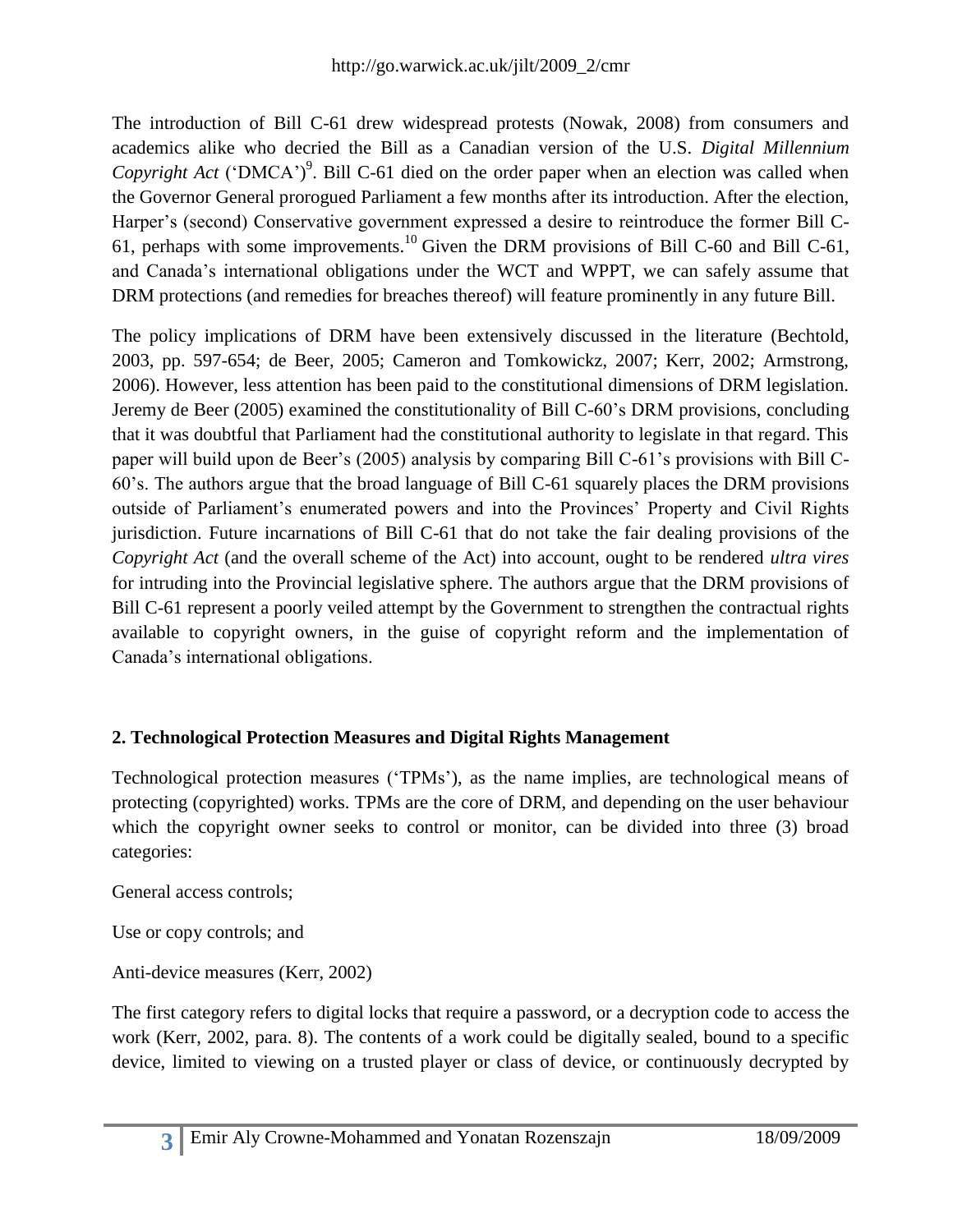The introduction of Bill C-61 drew widespread protests (Nowak, 2008) from consumers and academics alike who decried the Bill as a Canadian version of the U.S. *Digital Millennium Copyright Act* ('DMCA')[9]. Bill C-61 died on the order paper when an election was called when the Governor General prorogued Parliament a few months after its introduction. After the election, Harper's (second) Conservative government expressed a desire to reintroduce the former Bill C-61, perhaps with some improvements.[10] Given the DRM provisions of Bill C-60 and Bill C-61, and Canada's international obligations under the WCT and WPPT, we can safely assume that DRM protections (and remedies for breaches thereof) will feature prominently in any future Bill.

The policy implications of DRM have been extensively discussed in the literature (Bechtold, 2003, pp. 597-654; de Beer, 2005; Cameron and Tomkowickz, 2007; Kerr, 2002; Armstrong, 2006). However, less attention has been paid to the constitutional dimensions of DRM legislation. Jeremy de Beer (2005) examined the constitutionality of Bill C-60's DRM provisions, concluding that it was doubtful that Parliament had the constitutional authority to legislate in that regard. This paper will build upon de Beer's (2005) analysis by comparing Bill C-61's provisions with Bill C-60's. The authors argue that the broad language of Bill C-61 squarely places the DRM provisions outside of Parliament's enumerated powers and into the Provinces' Property and Civil Rights jurisdiction. Future incarnations of Bill C-61 that do not take the fair dealing provisions of the *Copyright Act* (and the overall scheme of the Act) into account, ought to be rendered *ultra vires* for intruding into the Provincial legislative sphere. The authors argue that the DRM provisions of Bill C-61 represent a poorly veiled attempt by the Government to strengthen the contractual rights available to copyright owners, in the guise of copyright reform and the implementation of Canada's international obligations.

## 2. Technological Protection Measures and Digital Rights Management

Technological protection measures ('TPMs'), as the name implies, are technological means of protecting (copyrighted) works. TPMs are the core of DRM, and depending on the user behaviour which the copyright owner seeks to control or monitor, can be divided into three (3) broad categories:

General access controls;

Use or copy controls; and

Anti-device measures (Kerr, 2002)

The first category refers to digital locks that require a password, or a decryption code to access the work (Kerr, 2002, para. 8). The contents of a work could be digitally sealed, bound to a specific device, limited to viewing on a trusted player or class of device, or continuously decrypted by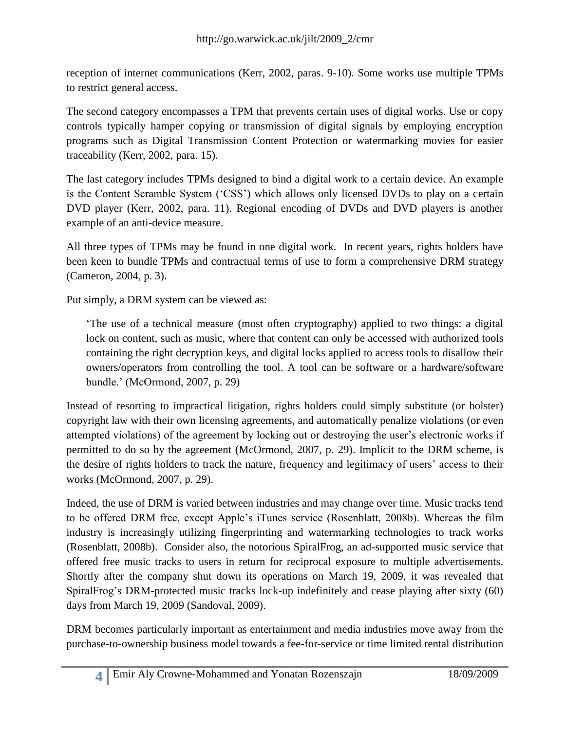reception of internet communications (Kerr, 2002, paras. 9-10). Some works use multiple TPMs to restrict general access.

The second category encompasses a TPM that prevents certain uses of digital works. Use or copy controls typically hamper copying or transmission of digital signals by employing encryption programs such as Digital Transmission Content Protection or watermarking movies for easier traceability (Kerr, 2002, para. 15).

The last category includes TPMs designed to bind a digital work to a certain device. An example is the Content Scramble System ('CSS') which allows only licensed DVDs to play on a certain DVD player (Kerr, 2002, para. 11). Regional encoding of DVDs and DVD players is another example of an anti-device measure.

All three types of TPMs may be found in one digital work. In recent years, rights holders have been keen to bundle TPMs and contractual terms of use to form a comprehensive DRM strategy (Cameron, 2004, p. 3).

Put simply, a DRM system can be viewed as:

> 'The use of a technical measure (most often cryptography) applied to two things: a digital lock on content, such as music, where that content can only be accessed with authorized tools containing the right decryption keys, and digital locks applied to access tools to disallow their owners/operators from controlling the tool. A tool can be software or a hardware/software bundle.' (McOrmond, 2007, p. 29)

Instead of resorting to impractical litigation, rights holders could simply substitute (or bolster) copyright law with their own licensing agreements, and automatically penalize violations (or even attempted violations) of the agreement by locking out or destroying the user's electronic works if permitted to do so by the agreement (McOrmond, 2007, p. 29). Implicit to the DRM scheme, is the desire of rights holders to track the nature, frequency and legitimacy of users' access to their works (McOrmond, 2007, p. 29).

Indeed, the use of DRM is varied between industries and may change over time. Music tracks tend to be offered DRM free, except Apple's iTunes service (Rosenblatt, 2008b). Whereas the film industry is increasingly utilizing fingerprinting and watermarking technologies to track works (Rosenblatt, 2008b). Consider also, the notorious SpiralFrog, an ad-supported music service that offered free music tracks to users in return for reciprocal exposure to multiple advertisements. Shortly after the company shut down its operations on March 19, 2009, it was revealed that SpiralFrog's DRM-protected music tracks lock-up indefinitely and cease playing after sixty (60) days from March 19, 2009 (Sandoval, 2009).

DRM becomes particularly important as entertainment and media industries move away from the purchase-to-ownership business model towards a fee-for-service or time limited rental distribution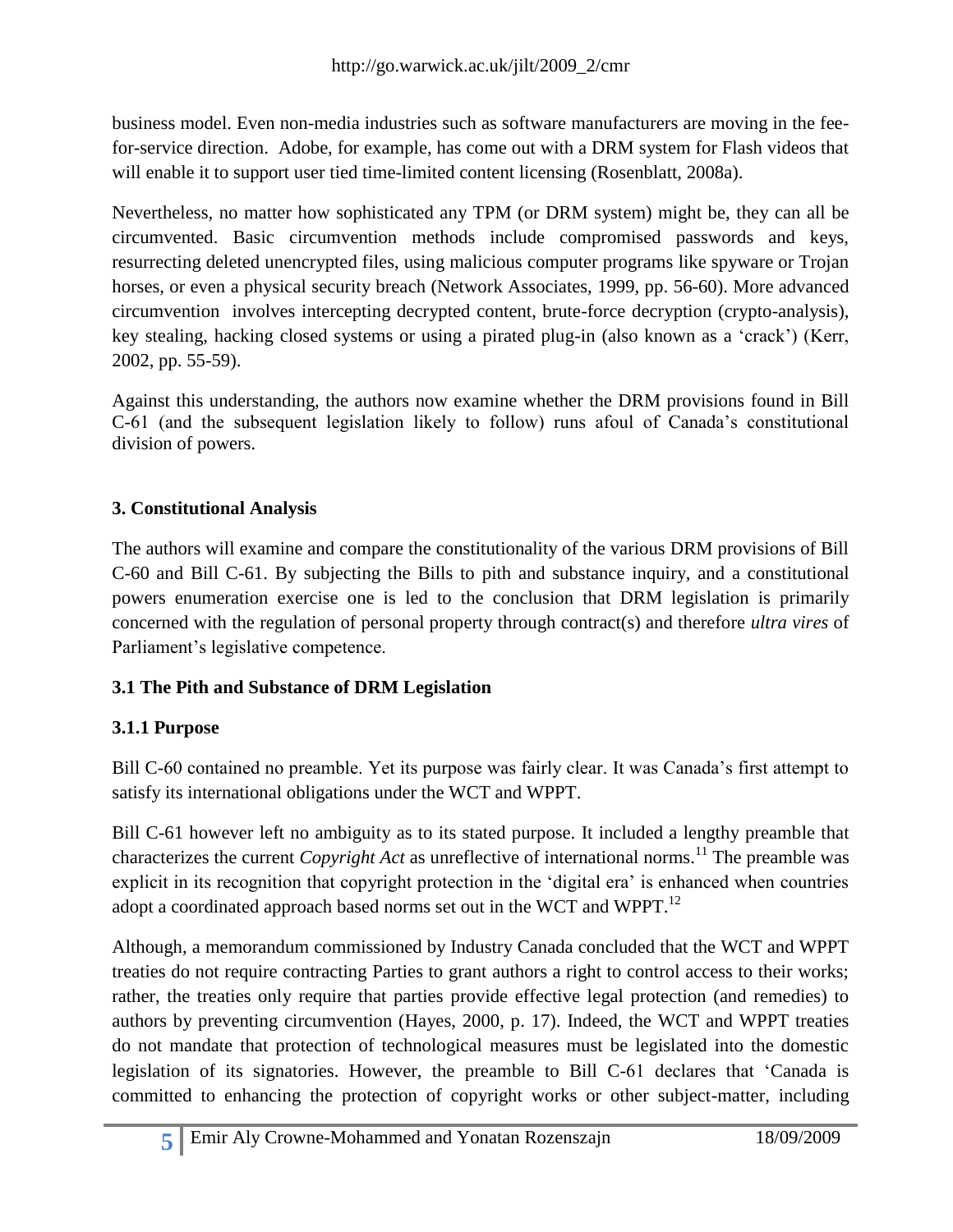business model. Even non-media industries such as software manufacturers are moving in the fee-for-service direction. Adobe, for example, has come out with a DRM system for Flash videos that will enable it to support user tied time-limited content licensing (Rosenblatt, 2008a).

Nevertheless, no matter how sophisticated any TPM (or DRM system) might be, they can all be circumvented. Basic circumvention methods include compromised passwords and keys, resurrecting deleted unencrypted files, using malicious computer programs like spyware or Trojan horses, or even a physical security breach (Network Associates, 1999, pp. 56-60). More advanced circumvention involves intercepting decrypted content, brute-force decryption (crypto-analysis), key stealing, hacking closed systems or using a pirated plug-in (also known as a 'crack') (Kerr, 2002, pp. 55-59).

Against this understanding, the authors now examine whether the DRM provisions found in Bill C-61 (and the subsequent legislation likely to follow) runs afoul of Canada's constitutional division of powers.

## 3. Constitutional Analysis

The authors will examine and compare the constitutionality of the various DRM provisions of Bill C-60 and Bill C-61. By subjecting the Bills to pith and substance inquiry, and a constitutional powers enumeration exercise one is led to the conclusion that DRM legislation is primarily concerned with the regulation of personal property through contract(s) and therefore *ultra vires* of Parliament's legislative competence.

### 3.1 The Pith and Substance of DRM Legislation

#### 3.1.1 Purpose

Bill C-60 contained no preamble. Yet its purpose was fairly clear. It was Canada's first attempt to satisfy its international obligations under the WCT and WPPT.

Bill C-61 however left no ambiguity as to its stated purpose. It included a lengthy preamble that characterizes the current *Copyright Act* as unreflective of international norms.[11] The preamble was explicit in its recognition that copyright protection in the 'digital era' is enhanced when countries adopt a coordinated approach based norms set out in the WCT and WPPT.[12]

Although, a memorandum commissioned by Industry Canada concluded that the WCT and WPPT treaties do not require contracting Parties to grant authors a right to control access to their works; rather, the treaties only require that parties provide effective legal protection (and remedies) to authors by preventing circumvention (Hayes, 2000, p. 17). Indeed, the WCT and WPPT treaties do not mandate that protection of technological measures must be legislated into the domestic legislation of its signatories. However, the preamble to Bill C-61 declares that 'Canada is committed to enhancing the protection of copyright works or other subject-matter, including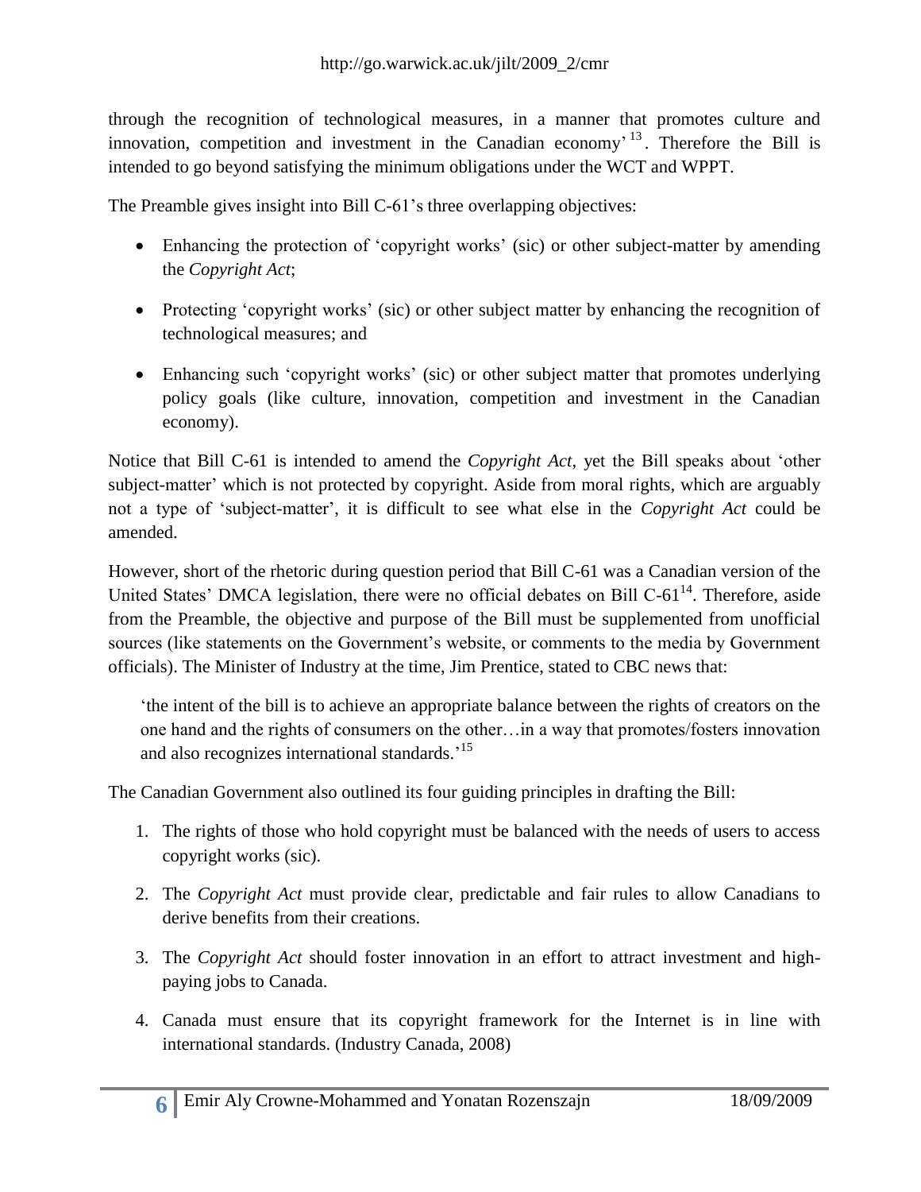through the recognition of technological measures, in a manner that promotes culture and innovation, competition and investment in the Canadian economy'[13]. Therefore the Bill is intended to go beyond satisfying the minimum obligations under the WCT and WPPT.

The Preamble gives insight into Bill C-61's three overlapping objectives:

- Enhancing the protection of 'copyright works' (sic) or other subject-matter by amending the *Copyright Act*;
- Protecting 'copyright works' (sic) or other subject matter by enhancing the recognition of technological measures; and
- Enhancing such 'copyright works' (sic) or other subject matter that promotes underlying policy goals (like culture, innovation, competition and investment in the Canadian economy).

Notice that Bill C-61 is intended to amend the *Copyright Act*, yet the Bill speaks about 'other subject-matter' which is not protected by copyright. Aside from moral rights, which are arguably not a type of 'subject-matter', it is difficult to see what else in the *Copyright Act* could be amended.

However, short of the rhetoric during question period that Bill C-61 was a Canadian version of the United States' DMCA legislation, there were no official debates on Bill C-61[14]. Therefore, aside from the Preamble, the objective and purpose of the Bill must be supplemented from unofficial sources (like statements on the Government's website, or comments to the media by Government officials). The Minister of Industry at the time, Jim Prentice, stated to CBC news that:

> 'the intent of the bill is to achieve an appropriate balance between the rights of creators on the one hand and the rights of consumers on the other…in a way that promotes/fosters innovation and also recognizes international standards.'[15]

The Canadian Government also outlined its four guiding principles in drafting the Bill:

1. The rights of those who hold copyright must be balanced with the needs of users to access copyright works (sic).
2. The *Copyright Act* must provide clear, predictable and fair rules to allow Canadians to derive benefits from their creations.
3. The *Copyright Act* should foster innovation in an effort to attract investment and high-paying jobs to Canada.
4. Canada must ensure that its copyright framework for the Internet is in line with international standards. (Industry Canada, 2008)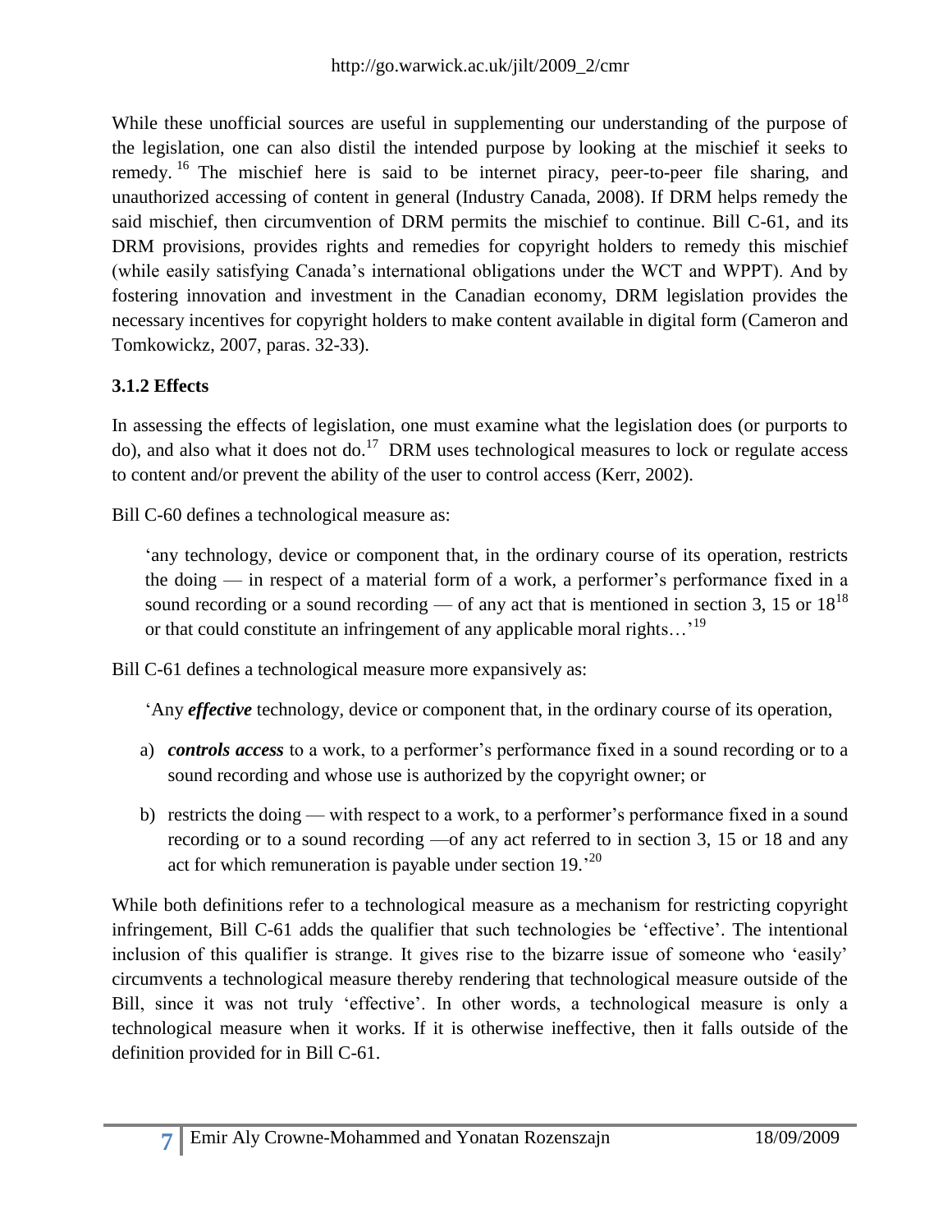While these unofficial sources are useful in supplementing our understanding of the purpose of the legislation, one can also distil the intended purpose by looking at the mischief it seeks to remedy.[16] The mischief here is said to be internet piracy, peer-to-peer file sharing, and unauthorized accessing of content in general (Industry Canada, 2008). If DRM helps remedy the said mischief, then circumvention of DRM permits the mischief to continue. Bill C-61, and its DRM provisions, provides rights and remedies for copyright holders to remedy this mischief (while easily satisfying Canada's international obligations under the WCT and WPPT). And by fostering innovation and investment in the Canadian economy, DRM legislation provides the necessary incentives for copyright holders to make content available in digital form (Cameron and Tomkowickz, 2007, paras. 32-33).

### 3.1.2 Effects

In assessing the effects of legislation, one must examine what the legislation does (or purports to do), and also what it does not do.[17] DRM uses technological measures to lock or regulate access to content and/or prevent the ability of the user to control access (Kerr, 2002).

Bill C-60 defines a technological measure as:

> 'any technology, device or component that, in the ordinary course of its operation, restricts the doing — in respect of a material form of a work, a performer's performance fixed in a sound recording or a sound recording — of any act that is mentioned in section 3, 15 or 18[18] or that could constitute an infringement of any applicable moral rights…'[19]

Bill C-61 defines a technological measure more expansively as:

> 'Any ***effective*** technology, device or component that, in the ordinary course of its operation,
>
> a) ***controls access*** to a work, to a performer's performance fixed in a sound recording or to a sound recording and whose use is authorized by the copyright owner; or
>
> b) restricts the doing — with respect to a work, to a performer's performance fixed in a sound recording or to a sound recording —of any act referred to in section 3, 15 or 18 and any act for which remuneration is payable under section 19.'[20]

While both definitions refer to a technological measure as a mechanism for restricting copyright infringement, Bill C-61 adds the qualifier that such technologies be 'effective'. The intentional inclusion of this qualifier is strange. It gives rise to the bizarre issue of someone who 'easily' circumvents a technological measure thereby rendering that technological measure outside of the Bill, since it was not truly 'effective'. In other words, a technological measure is only a technological measure when it works. If it is otherwise ineffective, then it falls outside of the definition provided for in Bill C-61.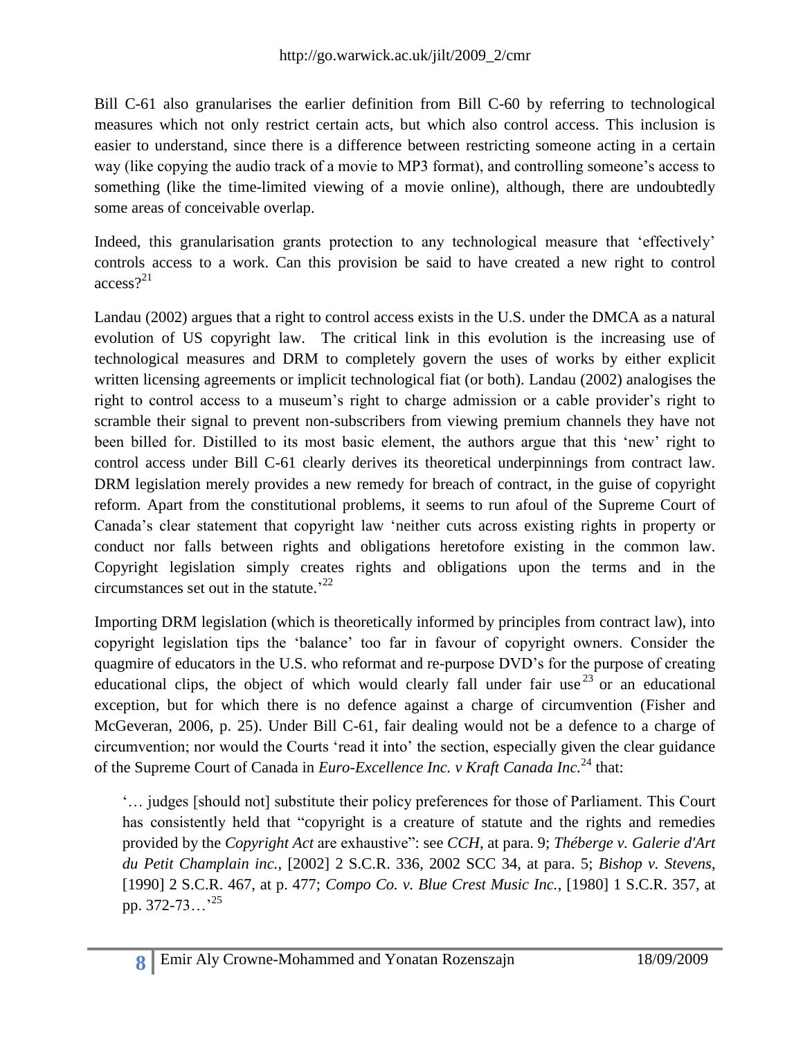Bill C-61 also granularises the earlier definition from Bill C-60 by referring to technological measures which not only restrict certain acts, but which also control access. This inclusion is easier to understand, since there is a difference between restricting someone acting in a certain way (like copying the audio track of a movie to MP3 format), and controlling someone's access to something (like the time-limited viewing of a movie online), although, there are undoubtedly some areas of conceivable overlap.

Indeed, this granularisation grants protection to any technological measure that 'effectively' controls access to a work. Can this provision be said to have created a new right to control access?[21]

Landau (2002) argues that a right to control access exists in the U.S. under the DMCA as a natural evolution of US copyright law. The critical link in this evolution is the increasing use of technological measures and DRM to completely govern the uses of works by either explicit written licensing agreements or implicit technological fiat (or both). Landau (2002) analogises the right to control access to a museum's right to charge admission or a cable provider's right to scramble their signal to prevent non-subscribers from viewing premium channels they have not been billed for. Distilled to its most basic element, the authors argue that this 'new' right to control access under Bill C-61 clearly derives its theoretical underpinnings from contract law. DRM legislation merely provides a new remedy for breach of contract, in the guise of copyright reform. Apart from the constitutional problems, it seems to run afoul of the Supreme Court of Canada's clear statement that copyright law 'neither cuts across existing rights in property or conduct nor falls between rights and obligations heretofore existing in the common law. Copyright legislation simply creates rights and obligations upon the terms and in the circumstances set out in the statute.'[22]

Importing DRM legislation (which is theoretically informed by principles from contract law), into copyright legislation tips the 'balance' too far in favour of copyright owners. Consider the quagmire of educators in the U.S. who reformat and re-purpose DVD's for the purpose of creating educational clips, the object of which would clearly fall under fair use[23] or an educational exception, but for which there is no defence against a charge of circumvention (Fisher and McGeveran, 2006, p. 25). Under Bill C-61, fair dealing would not be a defence to a charge of circumvention; nor would the Courts 'read it into' the section, especially given the clear guidance of the Supreme Court of Canada in *Euro-Excellence Inc. v Kraft Canada Inc.*[24] that:

> '… judges [should not] substitute their policy preferences for those of Parliament. This Court has consistently held that "copyright is a creature of statute and the rights and remedies provided by the *Copyright Act* are exhaustive": see *CCH*, at para. 9; *Théberge v. Galerie d'Art du Petit Champlain inc.*, [2002] 2 S.C.R. 336, 2002 SCC 34, at para. 5; *Bishop v. Stevens*, [1990] 2 S.C.R. 467, at p. 477; *Compo Co. v. Blue Crest Music Inc.*, [1980] 1 S.C.R. 357, at pp. 372-73…'[25]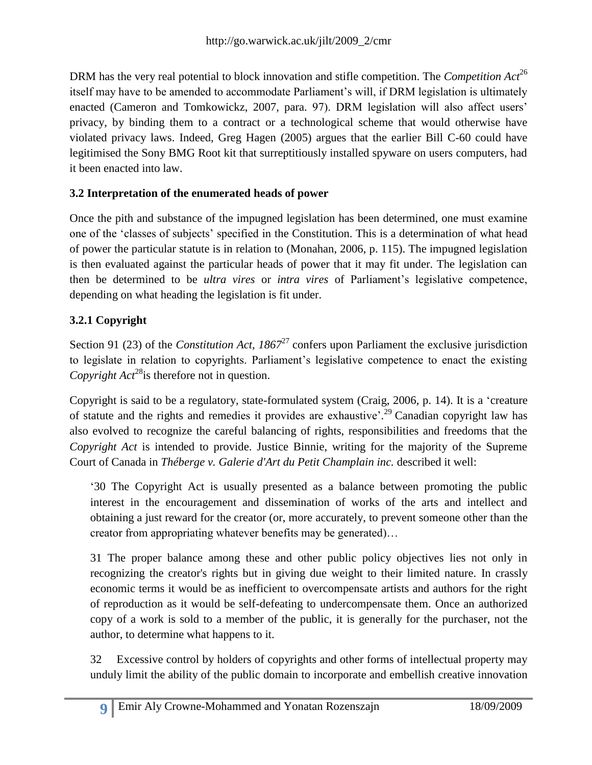DRM has the very real potential to block innovation and stifle competition. The *Competition Act*[26] itself may have to be amended to accommodate Parliament's will, if DRM legislation is ultimately enacted (Cameron and Tomkowickz, 2007, para. 97). DRM legislation will also affect users' privacy, by binding them to a contract or a technological scheme that would otherwise have violated privacy laws. Indeed, Greg Hagen (2005) argues that the earlier Bill C-60 could have legitimised the Sony BMG Root kit that surreptitiously installed spyware on users computers, had it been enacted into law.

### 3.2 Interpretation of the enumerated heads of power

Once the pith and substance of the impugned legislation has been determined, one must examine one of the 'classes of subjects' specified in the Constitution. This is a determination of what head of power the particular statute is in relation to (Monahan, 2006, p. 115). The impugned legislation is then evaluated against the particular heads of power that it may fit under. The legislation can then be determined to be *ultra vires* or *intra vires* of Parliament's legislative competence, depending on what heading the legislation is fit under.

### 3.2.1 Copyright

Section 91 (23) of the *Constitution Act, 1867*[27] confers upon Parliament the exclusive jurisdiction to legislate in relation to copyrights. Parliament's legislative competence to enact the existing *Copyright Act*[28] is therefore not in question.

Copyright is said to be a regulatory, state-formulated system (Craig, 2006, p. 14). It is a 'creature of statute and the rights and remedies it provides are exhaustive'.[29] Canadian copyright law has also evolved to recognize the careful balancing of rights, responsibilities and freedoms that the *Copyright Act* is intended to provide. Justice Binnie, writing for the majority of the Supreme Court of Canada in *Théberge v. Galerie d'Art du Petit Champlain inc.* described it well:

> '30 The Copyright Act is usually presented as a balance between promoting the public interest in the encouragement and dissemination of works of the arts and intellect and obtaining a just reward for the creator (or, more accurately, to prevent someone other than the creator from appropriating whatever benefits may be generated)…
>
> 31 The proper balance among these and other public policy objectives lies not only in recognizing the creator's rights but in giving due weight to their limited nature. In crassly economic terms it would be as inefficient to overcompensate artists and authors for the right of reproduction as it would be self-defeating to undercompensate them. Once an authorized copy of a work is sold to a member of the public, it is generally for the purchaser, not the author, to determine what happens to it.
>
> 32 Excessive control by holders of copyrights and other forms of intellectual property may unduly limit the ability of the public domain to incorporate and embellish creative innovation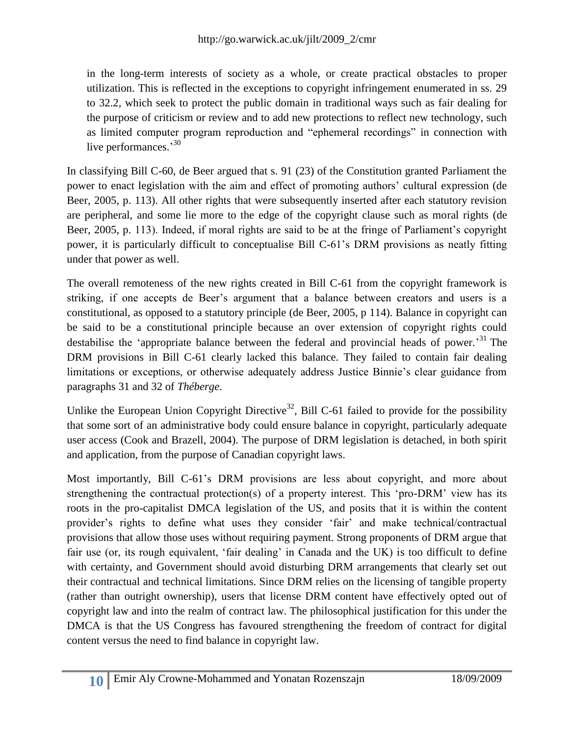in the long-term interests of society as a whole, or create practical obstacles to proper utilization. This is reflected in the exceptions to copyright infringement enumerated in ss. 29 to 32.2, which seek to protect the public domain in traditional ways such as fair dealing for the purpose of criticism or review and to add new protections to reflect new technology, such as limited computer program reproduction and "ephemeral recordings" in connection with live performances.'[30]

In classifying Bill C-60, de Beer argued that s. 91 (23) of the Constitution granted Parliament the power to enact legislation with the aim and effect of promoting authors' cultural expression (de Beer, 2005, p. 113). All other rights that were subsequently inserted after each statutory revision are peripheral, and some lie more to the edge of the copyright clause such as moral rights (de Beer, 2005, p. 113). Indeed, if moral rights are said to be at the fringe of Parliament's copyright power, it is particularly difficult to conceptualise Bill C-61's DRM provisions as neatly fitting under that power as well.

The overall remoteness of the new rights created in Bill C-61 from the copyright framework is striking, if one accepts de Beer's argument that a balance between creators and users is a constitutional, as opposed to a statutory principle (de Beer, 2005, p 114). Balance in copyright can be said to be a constitutional principle because an over extension of copyright rights could destabilise the 'appropriate balance between the federal and provincial heads of power.'[31] The DRM provisions in Bill C-61 clearly lacked this balance. They failed to contain fair dealing limitations or exceptions, or otherwise adequately address Justice Binnie's clear guidance from paragraphs 31 and 32 of *Théberge*.

Unlike the European Union Copyright Directive[32], Bill C-61 failed to provide for the possibility that some sort of an administrative body could ensure balance in copyright, particularly adequate user access (Cook and Brazell, 2004). The purpose of DRM legislation is detached, in both spirit and application, from the purpose of Canadian copyright laws.

Most importantly, Bill C-61's DRM provisions are less about copyright, and more about strengthening the contractual protection(s) of a property interest. This 'pro-DRM' view has its roots in the pro-capitalist DMCA legislation of the US, and posits that it is within the content provider's rights to define what uses they consider 'fair' and make technical/contractual provisions that allow those uses without requiring payment. Strong proponents of DRM argue that fair use (or, its rough equivalent, 'fair dealing' in Canada and the UK) is too difficult to define with certainty, and Government should avoid disturbing DRM arrangements that clearly set out their contractual and technical limitations. Since DRM relies on the licensing of tangible property (rather than outright ownership), users that license DRM content have effectively opted out of copyright law and into the realm of contract law. The philosophical justification for this under the DMCA is that the US Congress has favoured strengthening the freedom of contract for digital content versus the need to find balance in copyright law.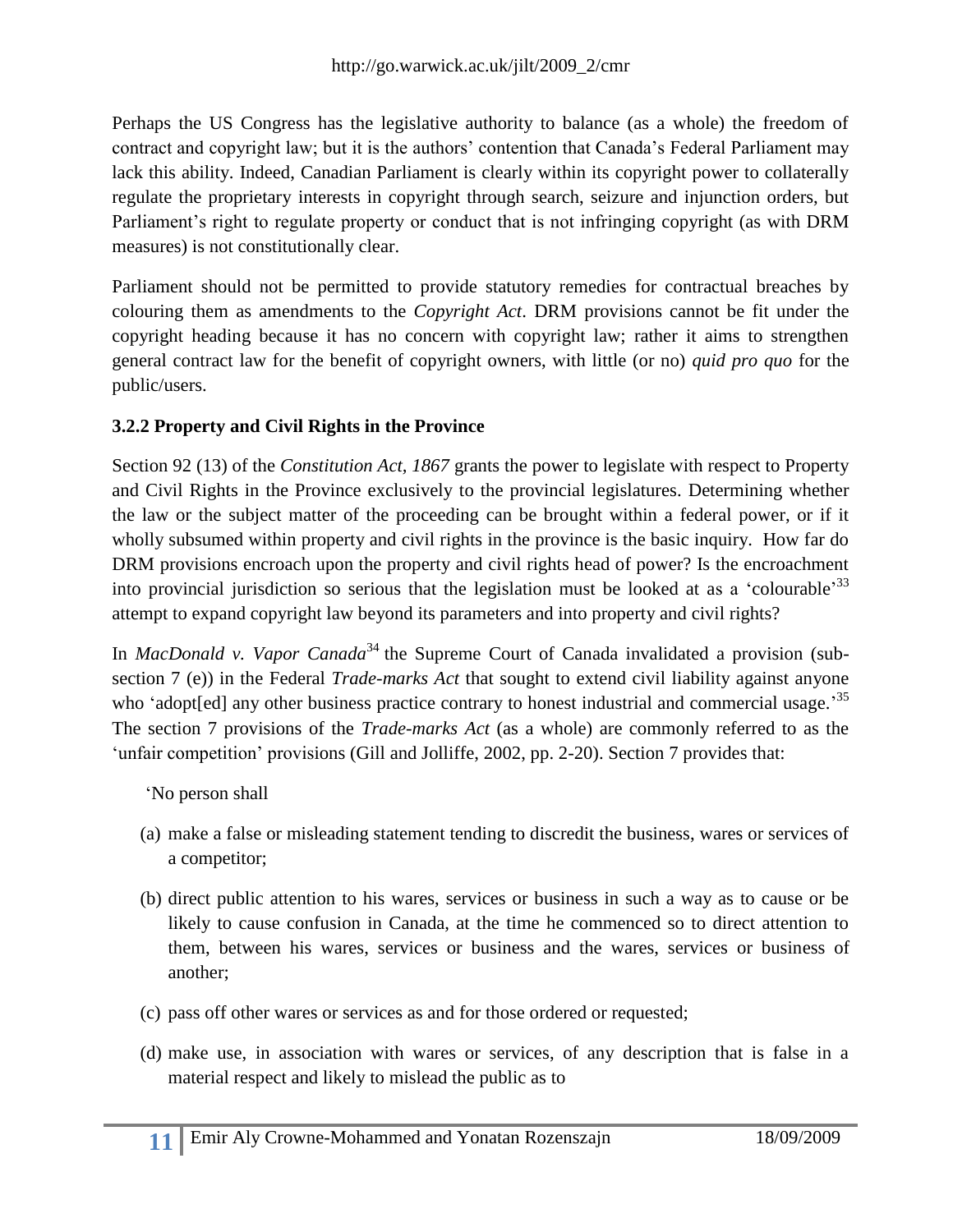Perhaps the US Congress has the legislative authority to balance (as a whole) the freedom of contract and copyright law; but it is the authors' contention that Canada's Federal Parliament may lack this ability. Indeed, Canadian Parliament is clearly within its copyright power to collaterally regulate the proprietary interests in copyright through search, seizure and injunction orders, but Parliament's right to regulate property or conduct that is not infringing copyright (as with DRM measures) is not constitutionally clear.

Parliament should not be permitted to provide statutory remedies for contractual breaches by colouring them as amendments to the *Copyright Act*. DRM provisions cannot be fit under the copyright heading because it has no concern with copyright law; rather it aims to strengthen general contract law for the benefit of copyright owners, with little (or no) *quid pro quo* for the public/users.

### 3.2.2 Property and Civil Rights in the Province

Section 92 (13) of the *Constitution Act, 1867* grants the power to legislate with respect to Property and Civil Rights in the Province exclusively to the provincial legislatures. Determining whether the law or the subject matter of the proceeding can be brought within a federal power, or if it wholly subsumed within property and civil rights in the province is the basic inquiry. How far do DRM provisions encroach upon the property and civil rights head of power? Is the encroachment into provincial jurisdiction so serious that the legislation must be looked at as a 'colourable'[33] attempt to expand copyright law beyond its parameters and into property and civil rights?

In *MacDonald v. Vapor Canada*[34] the Supreme Court of Canada invalidated a provision (sub-section 7 (e)) in the Federal *Trade-marks Act* that sought to extend civil liability against anyone who 'adopt[ed] any other business practice contrary to honest industrial and commercial usage.'[35] The section 7 provisions of the *Trade-marks Act* (as a whole) are commonly referred to as the 'unfair competition' provisions (Gill and Jolliffe, 2002, pp. 2-20). Section 7 provides that:

'No person shall

(a) make a false or misleading statement tending to discredit the business, wares or services of a competitor;

(b) direct public attention to his wares, services or business in such a way as to cause or be likely to cause confusion in Canada, at the time he commenced so to direct attention to them, between his wares, services or business and the wares, services or business of another;

(c) pass off other wares or services as and for those ordered or requested;

(d) make use, in association with wares or services, of any description that is false in a material respect and likely to mislead the public as to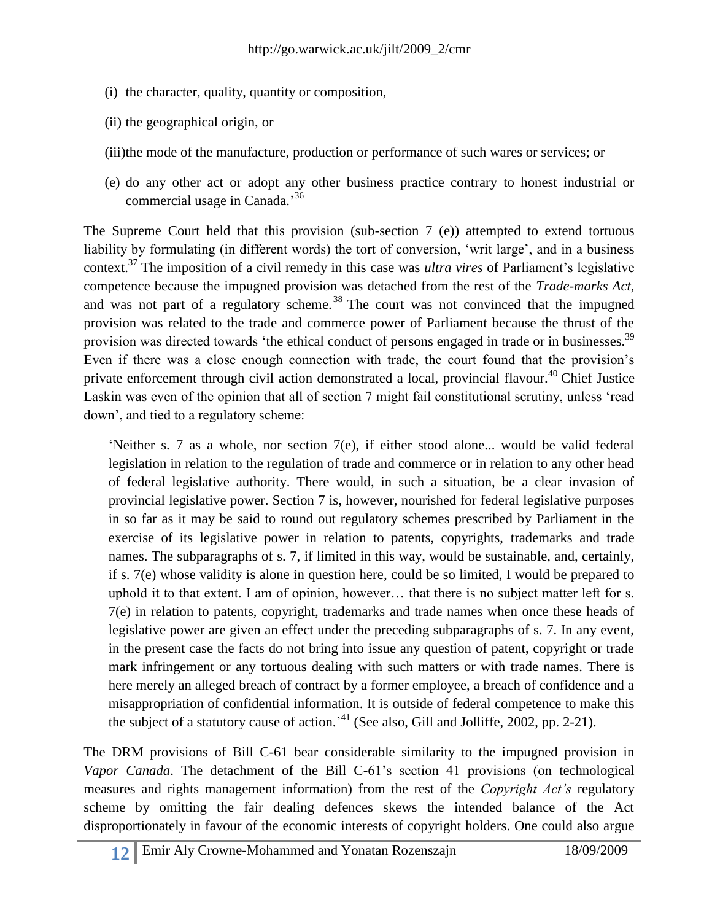(i) the character, quality, quantity or composition,

(ii) the geographical origin, or

(iii)the mode of the manufacture, production or performance of such wares or services; or

(e) do any other act or adopt any other business practice contrary to honest industrial or commercial usage in Canada.'[36]

The Supreme Court held that this provision (sub-section 7 (e)) attempted to extend tortuous liability by formulating (in different words) the tort of conversion, 'writ large', and in a business context.[37] The imposition of a civil remedy in this case was *ultra vires* of Parliament's legislative competence because the impugned provision was detached from the rest of the *Trade-marks Act*, and was not part of a regulatory scheme.[38] The court was not convinced that the impugned provision was related to the trade and commerce power of Parliament because the thrust of the provision was directed towards 'the ethical conduct of persons engaged in trade or in businesses.[39] Even if there was a close enough connection with trade, the court found that the provision's private enforcement through civil action demonstrated a local, provincial flavour.[40] Chief Justice Laskin was even of the opinion that all of section 7 might fail constitutional scrutiny, unless 'read down', and tied to a regulatory scheme:

> 'Neither s. 7 as a whole, nor section 7(e), if either stood alone... would be valid federal legislation in relation to the regulation of trade and commerce or in relation to any other head of federal legislative authority. There would, in such a situation, be a clear invasion of provincial legislative power. Section 7 is, however, nourished for federal legislative purposes in so far as it may be said to round out regulatory schemes prescribed by Parliament in the exercise of its legislative power in relation to patents, copyrights, trademarks and trade names. The subparagraphs of s. 7, if limited in this way, would be sustainable, and, certainly, if s. 7(e) whose validity is alone in question here, could be so limited, I would be prepared to uphold it to that extent. I am of opinion, however… that there is no subject matter left for s. 7(e) in relation to patents, copyright, trademarks and trade names when once these heads of legislative power are given an effect under the preceding subparagraphs of s. 7. In any event, in the present case the facts do not bring into issue any question of patent, copyright or trade mark infringement or any tortuous dealing with such matters or with trade names. There is here merely an alleged breach of contract by a former employee, a breach of confidence and a misappropriation of confidential information. It is outside of federal competence to make this the subject of a statutory cause of action.'[41] (See also, Gill and Jolliffe, 2002, pp. 2-21).

The DRM provisions of Bill C-61 bear considerable similarity to the impugned provision in *Vapor Canada*. The detachment of the Bill C-61's section 41 provisions (on technological measures and rights management information) from the rest of the *Copyright Act's* regulatory scheme by omitting the fair dealing defences skews the intended balance of the Act disproportionately in favour of the economic interests of copyright holders. One could also argue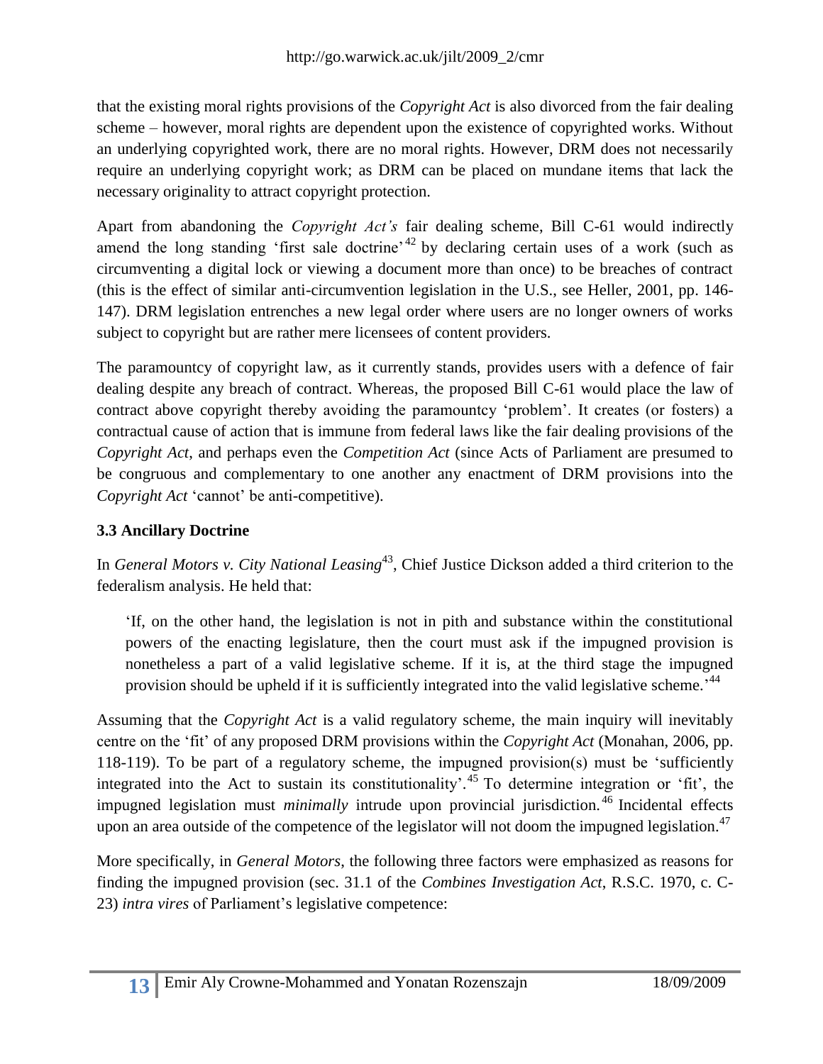that the existing moral rights provisions of the *Copyright Act* is also divorced from the fair dealing scheme – however, moral rights are dependent upon the existence of copyrighted works. Without an underlying copyrighted work, there are no moral rights. However, DRM does not necessarily require an underlying copyright work; as DRM can be placed on mundane items that lack the necessary originality to attract copyright protection.

Apart from abandoning the *Copyright Act's* fair dealing scheme, Bill C-61 would indirectly amend the long standing 'first sale doctrine'[42] by declaring certain uses of a work (such as circumventing a digital lock or viewing a document more than once) to be breaches of contract (this is the effect of similar anti-circumvention legislation in the U.S., see Heller, 2001, pp. 146-147). DRM legislation entrenches a new legal order where users are no longer owners of works subject to copyright but are rather mere licensees of content providers.

The paramountcy of copyright law, as it currently stands, provides users with a defence of fair dealing despite any breach of contract. Whereas, the proposed Bill C-61 would place the law of contract above copyright thereby avoiding the paramountcy 'problem'. It creates (or fosters) a contractual cause of action that is immune from federal laws like the fair dealing provisions of the *Copyright Act*, and perhaps even the *Competition Act* (since Acts of Parliament are presumed to be congruous and complementary to one another any enactment of DRM provisions into the *Copyright Act* 'cannot' be anti-competitive).

### 3.3 Ancillary Doctrine

In *General Motors v. City National Leasing*[43], Chief Justice Dickson added a third criterion to the federalism analysis. He held that:

> 'If, on the other hand, the legislation is not in pith and substance within the constitutional powers of the enacting legislature, then the court must ask if the impugned provision is nonetheless a part of a valid legislative scheme. If it is, at the third stage the impugned provision should be upheld if it is sufficiently integrated into the valid legislative scheme.'[44]

Assuming that the *Copyright Act* is a valid regulatory scheme, the main inquiry will inevitably centre on the 'fit' of any proposed DRM provisions within the *Copyright Act* (Monahan, 2006, pp. 118-119). To be part of a regulatory scheme, the impugned provision(s) must be 'sufficiently integrated into the Act to sustain its constitutionality'.[45] To determine integration or 'fit', the impugned legislation must *minimally* intrude upon provincial jurisdiction.[46] Incidental effects upon an area outside of the competence of the legislator will not doom the impugned legislation.[47]

More specifically, in *General Motors*, the following three factors were emphasized as reasons for finding the impugned provision (sec. 31.1 of the *Combines Investigation Act*, R.S.C. 1970, c. C-23) *intra vires* of Parliament's legislative competence: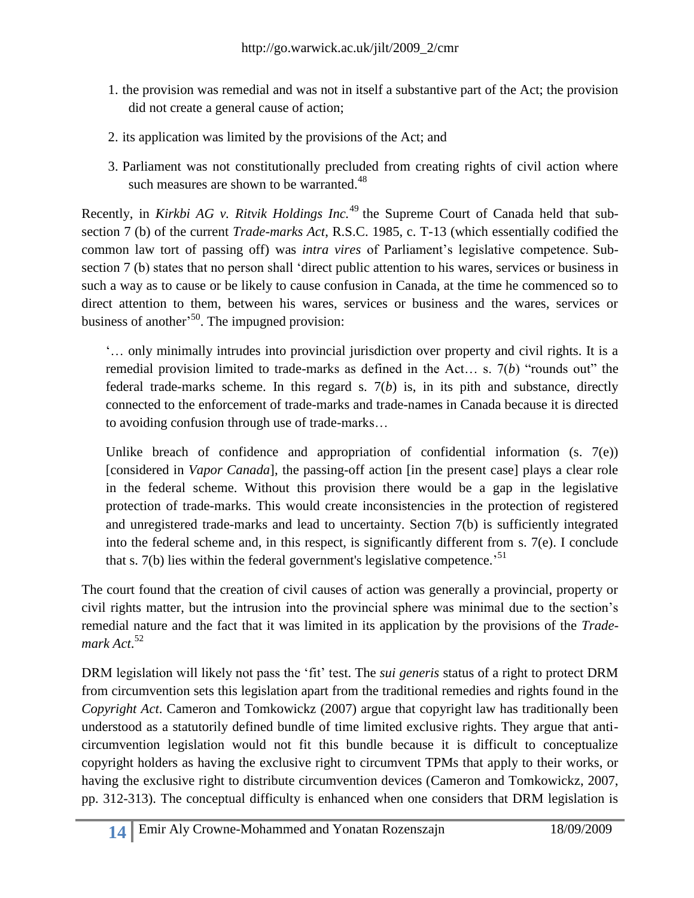1. the provision was remedial and was not in itself a substantive part of the Act; the provision did not create a general cause of action;
2. its application was limited by the provisions of the Act; and
3. Parliament was not constitutionally precluded from creating rights of civil action where such measures are shown to be warranted.[48]

Recently, in *Kirkbi AG v. Ritvik Holdings Inc.*[49] the Supreme Court of Canada held that sub-section 7 (b) of the current *Trade-marks Act*, R.S.C. 1985, c. T-13 (which essentially codified the common law tort of passing off) was *intra vires* of Parliament's legislative competence. Sub-section 7 (b) states that no person shall 'direct public attention to his wares, services or business in such a way as to cause or be likely to cause confusion in Canada, at the time he commenced so to direct attention to them, between his wares, services or business and the wares, services or business of another'[50]. The impugned provision:

> '… only minimally intrudes into provincial jurisdiction over property and civil rights. It is a remedial provision limited to trade-marks as defined in the Act… s. 7(*b*) "rounds out" the federal trade-marks scheme. In this regard s. 7(*b*) is, in its pith and substance, directly connected to the enforcement of trade-marks and trade-names in Canada because it is directed to avoiding confusion through use of trade-marks…
>
> Unlike breach of confidence and appropriation of confidential information (s. 7(e)) [considered in *Vapor Canada*], the passing-off action [in the present case] plays a clear role in the federal scheme. Without this provision there would be a gap in the legislative protection of trade-marks. This would create inconsistencies in the protection of registered and unregistered trade-marks and lead to uncertainty. Section 7(b) is sufficiently integrated into the federal scheme and, in this respect, is significantly different from s. 7(e). I conclude that s. 7(b) lies within the federal government's legislative competence.'[51]

The court found that the creation of civil causes of action was generally a provincial, property or civil rights matter, but the intrusion into the provincial sphere was minimal due to the section's remedial nature and the fact that it was limited in its application by the provisions of the *Trade-mark Act*.[52]

DRM legislation will likely not pass the 'fit' test. The *sui generis* status of a right to protect DRM from circumvention sets this legislation apart from the traditional remedies and rights found in the *Copyright Act*. Cameron and Tomkowickz (2007) argue that copyright law has traditionally been understood as a statutorily defined bundle of time limited exclusive rights. They argue that anti-circumvention legislation would not fit this bundle because it is difficult to conceptualize copyright holders as having the exclusive right to circumvent TPMs that apply to their works, or having the exclusive right to distribute circumvention devices (Cameron and Tomkowickz, 2007, pp. 312-313). The conceptual difficulty is enhanced when one considers that DRM legislation is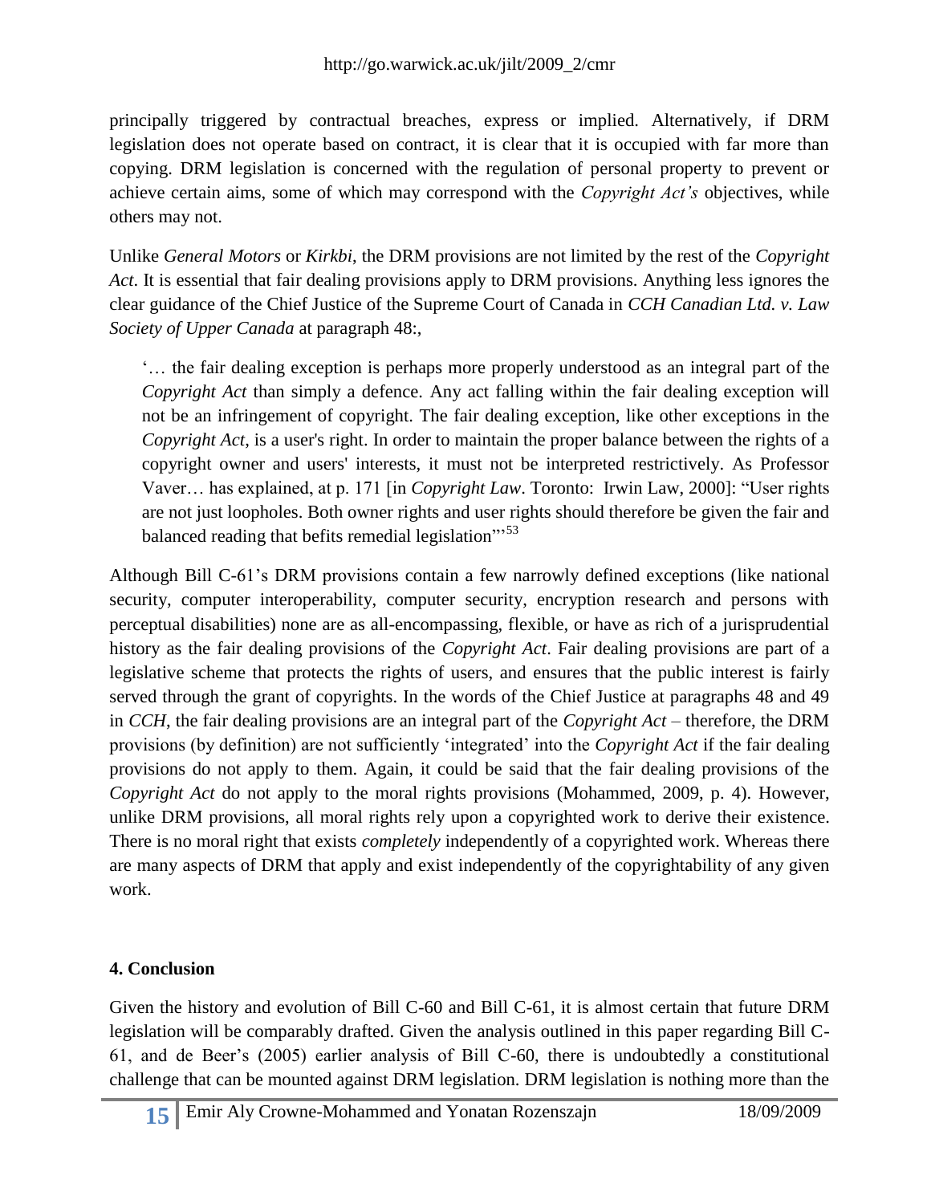principally triggered by contractual breaches, express or implied. Alternatively, if DRM legislation does not operate based on contract, it is clear that it is occupied with far more than copying. DRM legislation is concerned with the regulation of personal property to prevent or achieve certain aims, some of which may correspond with the *Copyright Act's* objectives, while others may not.

Unlike *General Motors* or *Kirkbi*, the DRM provisions are not limited by the rest of the *Copyright Act*. It is essential that fair dealing provisions apply to DRM provisions. Anything less ignores the clear guidance of the Chief Justice of the Supreme Court of Canada in *CCH Canadian Ltd. v. Law Society of Upper Canada* at paragraph 48:,

> '… the fair dealing exception is perhaps more properly understood as an integral part of the *Copyright Act* than simply a defence. Any act falling within the fair dealing exception will not be an infringement of copyright. The fair dealing exception, like other exceptions in the *Copyright Act*, is a user's right. In order to maintain the proper balance between the rights of a copyright owner and users' interests, it must not be interpreted restrictively. As Professor Vaver… has explained, at p. 171 [in *Copyright Law*. Toronto: Irwin Law, 2000]: "User rights are not just loopholes. Both owner rights and user rights should therefore be given the fair and balanced reading that befits remedial legislation"'[53]

Although Bill C-61's DRM provisions contain a few narrowly defined exceptions (like national security, computer interoperability, computer security, encryption research and persons with perceptual disabilities) none are as all-encompassing, flexible, or have as rich of a jurisprudential history as the fair dealing provisions of the *Copyright Act*. Fair dealing provisions are part of a legislative scheme that protects the rights of users, and ensures that the public interest is fairly served through the grant of copyrights. In the words of the Chief Justice at paragraphs 48 and 49 in *CCH*, the fair dealing provisions are an integral part of the *Copyright Act* – therefore, the DRM provisions (by definition) are not sufficiently 'integrated' into the *Copyright Act* if the fair dealing provisions do not apply to them. Again, it could be said that the fair dealing provisions of the *Copyright Act* do not apply to the moral rights provisions (Mohammed, 2009, p. 4). However, unlike DRM provisions, all moral rights rely upon a copyrighted work to derive their existence. There is no moral right that exists *completely* independently of a copyrighted work. Whereas there are many aspects of DRM that apply and exist independently of the copyrightability of any given work.

## 4. Conclusion

Given the history and evolution of Bill C-60 and Bill C-61, it is almost certain that future DRM legislation will be comparably drafted. Given the analysis outlined in this paper regarding Bill C-61, and de Beer's (2005) earlier analysis of Bill C-60, there is undoubtedly a constitutional challenge that can be mounted against DRM legislation. DRM legislation is nothing more than the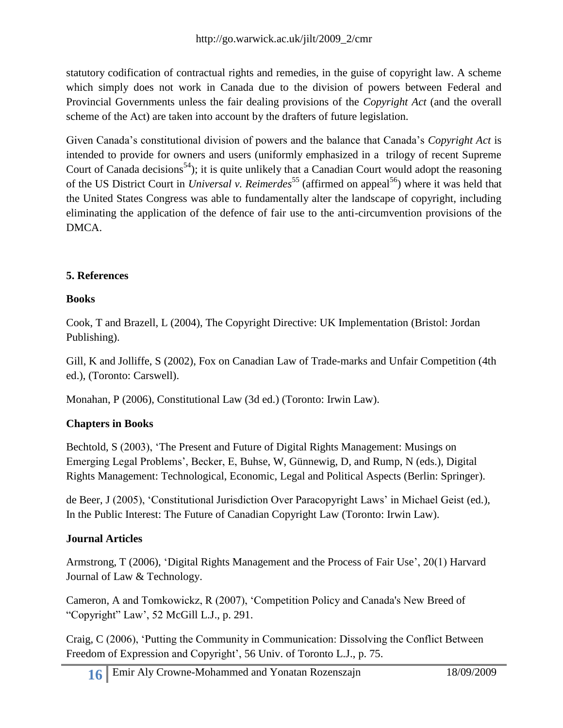statutory codification of contractual rights and remedies, in the guise of copyright law. A scheme which simply does not work in Canada due to the division of powers between Federal and Provincial Governments unless the fair dealing provisions of the *Copyright Act* (and the overall scheme of the Act) are taken into account by the drafters of future legislation.

Given Canada's constitutional division of powers and the balance that Canada's *Copyright Act* is intended to provide for owners and users (uniformly emphasized in a trilogy of recent Supreme Court of Canada decisions[54]); it is quite unlikely that a Canadian Court would adopt the reasoning of the US District Court in *Universal v. Reimerdes*[55] (affirmed on appeal[56]) where it was held that the United States Congress was able to fundamentally alter the landscape of copyright, including eliminating the application of the defence of fair use to the anti-circumvention provisions of the DMCA.

## 5. References

### Books

Cook, T and Brazell, L (2004), The Copyright Directive: UK Implementation (Bristol: Jordan Publishing).

Gill, K and Jolliffe, S (2002), Fox on Canadian Law of Trade-marks and Unfair Competition (4th ed.), (Toronto: Carswell).

Monahan, P (2006), Constitutional Law (3d ed.) (Toronto: Irwin Law).

### Chapters in Books

Bechtold, S (2003), 'The Present and Future of Digital Rights Management: Musings on Emerging Legal Problems', Becker, E, Buhse, W, Günnewig, D, and Rump, N (eds.), Digital Rights Management: Technological, Economic, Legal and Political Aspects (Berlin: Springer).

de Beer, J (2005), 'Constitutional Jurisdiction Over Paracopyright Laws' in Michael Geist (ed.), In the Public Interest: The Future of Canadian Copyright Law (Toronto: Irwin Law).

### Journal Articles

Armstrong, T (2006), 'Digital Rights Management and the Process of Fair Use', 20(1) Harvard Journal of Law & Technology.

Cameron, A and Tomkowickz, R (2007), 'Competition Policy and Canada's New Breed of "Copyright" Law', 52 McGill L.J., p. 291.

Craig, C (2006), 'Putting the Community in Communication: Dissolving the Conflict Between Freedom of Expression and Copyright', 56 Univ. of Toronto L.J., p. 75.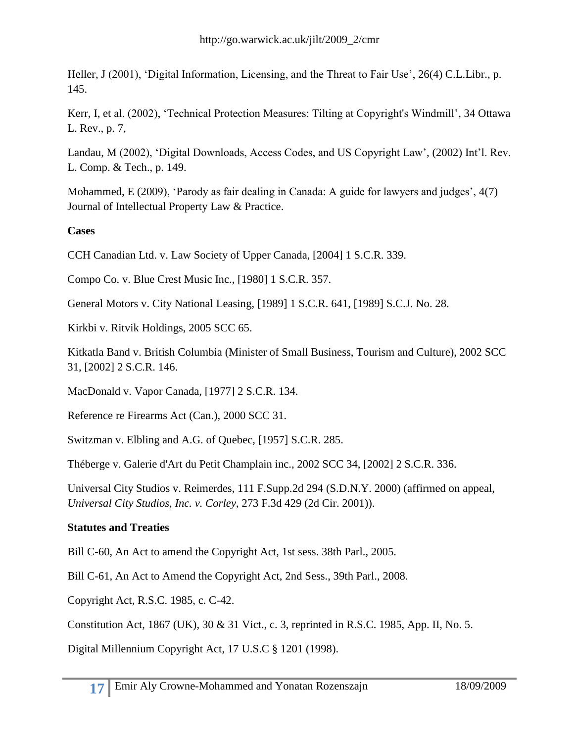Heller, J (2001), 'Digital Information, Licensing, and the Threat to Fair Use', 26(4) C.L.Libr., p. 145.

Kerr, I, et al. (2002), 'Technical Protection Measures: Tilting at Copyright's Windmill', 34 Ottawa L. Rev., p. 7,

Landau, M (2002), 'Digital Downloads, Access Codes, and US Copyright Law', (2002) Int'l. Rev. L. Comp. & Tech., p. 149.

Mohammed, E (2009), 'Parody as fair dealing in Canada: A guide for lawyers and judges', 4(7) Journal of Intellectual Property Law & Practice.

**Cases**

CCH Canadian Ltd. v. Law Society of Upper Canada, [2004] 1 S.C.R. 339.

Compo Co. v. Blue Crest Music Inc., [1980] 1 S.C.R. 357.

General Motors v. City National Leasing, [1989] 1 S.C.R. 641, [1989] S.C.J. No. 28.

Kirkbi v. Ritvik Holdings, 2005 SCC 65.

Kitkatla Band v. British Columbia (Minister of Small Business, Tourism and Culture), 2002 SCC 31, [2002] 2 S.C.R. 146.

MacDonald v. Vapor Canada, [1977] 2 S.C.R. 134.

Reference re Firearms Act (Can.), 2000 SCC 31.

Switzman v. Elbling and A.G. of Quebec, [1957] S.C.R. 285.

Théberge v. Galerie d'Art du Petit Champlain inc., 2002 SCC 34, [2002] 2 S.C.R. 336.

Universal City Studios v. Reimerdes, 111 F.Supp.2d 294 (S.D.N.Y. 2000) (affirmed on appeal, *Universal City Studios, Inc. v. Corley*, 273 F.3d 429 (2d Cir. 2001)).

**Statutes and Treaties**

Bill C-60, An Act to amend the Copyright Act, 1st sess. 38th Parl., 2005.

Bill C-61, An Act to Amend the Copyright Act, 2nd Sess., 39th Parl., 2008.

Copyright Act, R.S.C. 1985, c. C-42.

Constitution Act, 1867 (UK), 30 & 31 Vict., c. 3, reprinted in R.S.C. 1985, App. II, No. 5.

Digital Millennium Copyright Act, 17 U.S.C § 1201 (1998).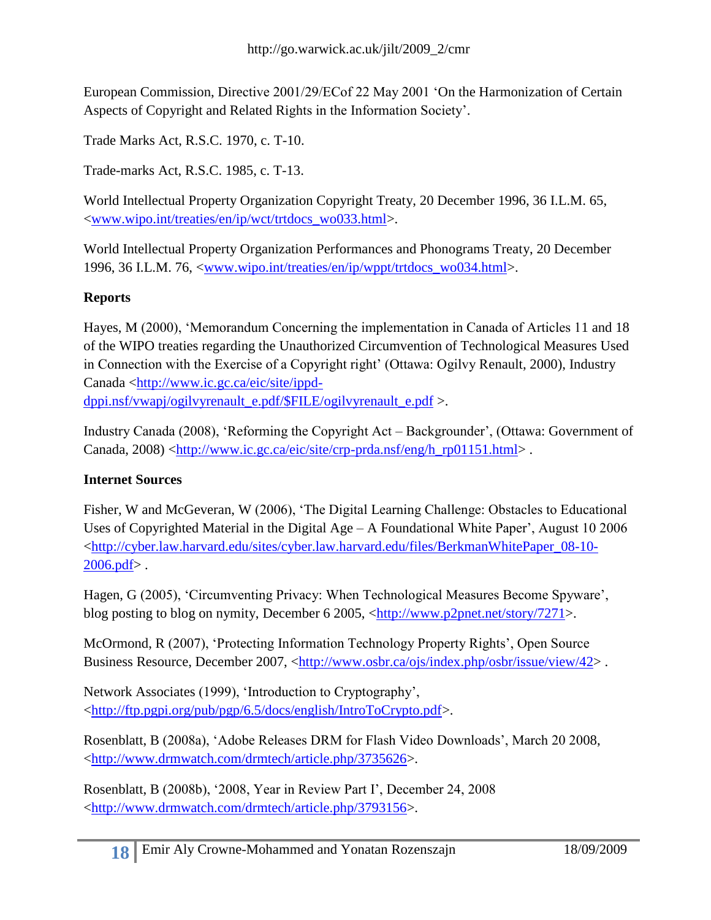European Commission, Directive 2001/29/ECof 22 May 2001 'On the Harmonization of Certain Aspects of Copyright and Related Rights in the Information Society'.

Trade Marks Act, R.S.C. 1970, c. T-10.

Trade-marks Act, R.S.C. 1985, c. T-13.

World Intellectual Property Organization Copyright Treaty, 20 December 1996, 36 I.L.M. 65, <www.wipo.int/treaties/en/ip/wct/trtdocs_wo033.html>.

World Intellectual Property Organization Performances and Phonograms Treaty, 20 December 1996, 36 I.L.M. 76, <www.wipo.int/treaties/en/ip/wppt/trtdocs_wo034.html>.

**Reports**

Hayes, M (2000), 'Memorandum Concerning the implementation in Canada of Articles 11 and 18 of the WIPO treaties regarding the Unauthorized Circumvention of Technological Measures Used in Connection with the Exercise of a Copyright right' (Ottawa: Ogilvy Renault, 2000), Industry Canada <http://www.ic.gc.ca/eic/site/ippd-dppi.nsf/vwapj/ogilvyrenault_e.pdf/$FILE/ogilvyrenault_e.pdf >.

Industry Canada (2008), 'Reforming the Copyright Act – Backgrounder', (Ottawa: Government of Canada, 2008) <http://www.ic.gc.ca/eic/site/crp-prda.nsf/eng/h_rp01151.html> .

**Internet Sources**

Fisher, W and McGeveran, W (2006), 'The Digital Learning Challenge: Obstacles to Educational Uses of Copyrighted Material in the Digital Age – A Foundational White Paper', August 10 2006 <http://cyber.law.harvard.edu/sites/cyber.law.harvard.edu/files/BerkmanWhitePaper_08-10-2006.pdf> .

Hagen, G (2005), 'Circumventing Privacy: When Technological Measures Become Spyware', blog posting to blog on nymity, December 6 2005, <http://www.p2pnet.net/story/7271>.

McOrmond, R (2007), 'Protecting Information Technology Property Rights', Open Source Business Resource, December 2007, <http://www.osbr.ca/ojs/index.php/osbr/issue/view/42> .

Network Associates (1999), 'Introduction to Cryptography', <http://ftp.pgpi.org/pub/pgp/6.5/docs/english/IntroToCrypto.pdf>.

Rosenblatt, B (2008a), 'Adobe Releases DRM for Flash Video Downloads', March 20 2008, <http://www.drmwatch.com/drmtech/article.php/3735626>.

Rosenblatt, B (2008b), '2008, Year in Review Part I', December 24, 2008 <http://www.drmwatch.com/drmtech/article.php/3793156>.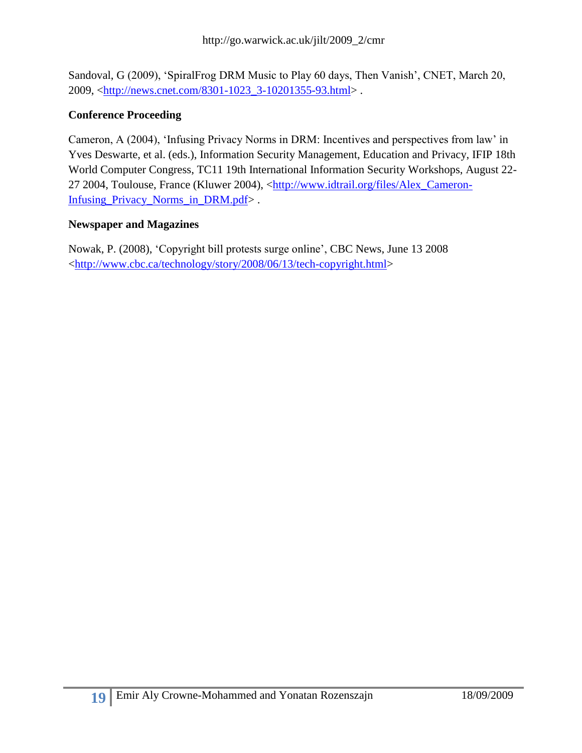Sandoval, G (2009), 'SpiralFrog DRM Music to Play 60 days, Then Vanish', CNET, March 20, 2009, <http://news.cnet.com/8301-1023_3-10201355-93.html> .

**Conference Proceeding**

Cameron, A (2004), 'Infusing Privacy Norms in DRM: Incentives and perspectives from law' in Yves Deswarte, et al. (eds.), Information Security Management, Education and Privacy, IFIP 18th World Computer Congress, TC11 19th International Information Security Workshops, August 22-27 2004, Toulouse, France (Kluwer 2004), <http://www.idtrail.org/files/Alex_Cameron-Infusing_Privacy_Norms_in_DRM.pdf> .

**Newspaper and Magazines**

Nowak, P. (2008), 'Copyright bill protests surge online', CBC News, June 13 2008 <http://www.cbc.ca/technology/story/2008/06/13/tech-copyright.html>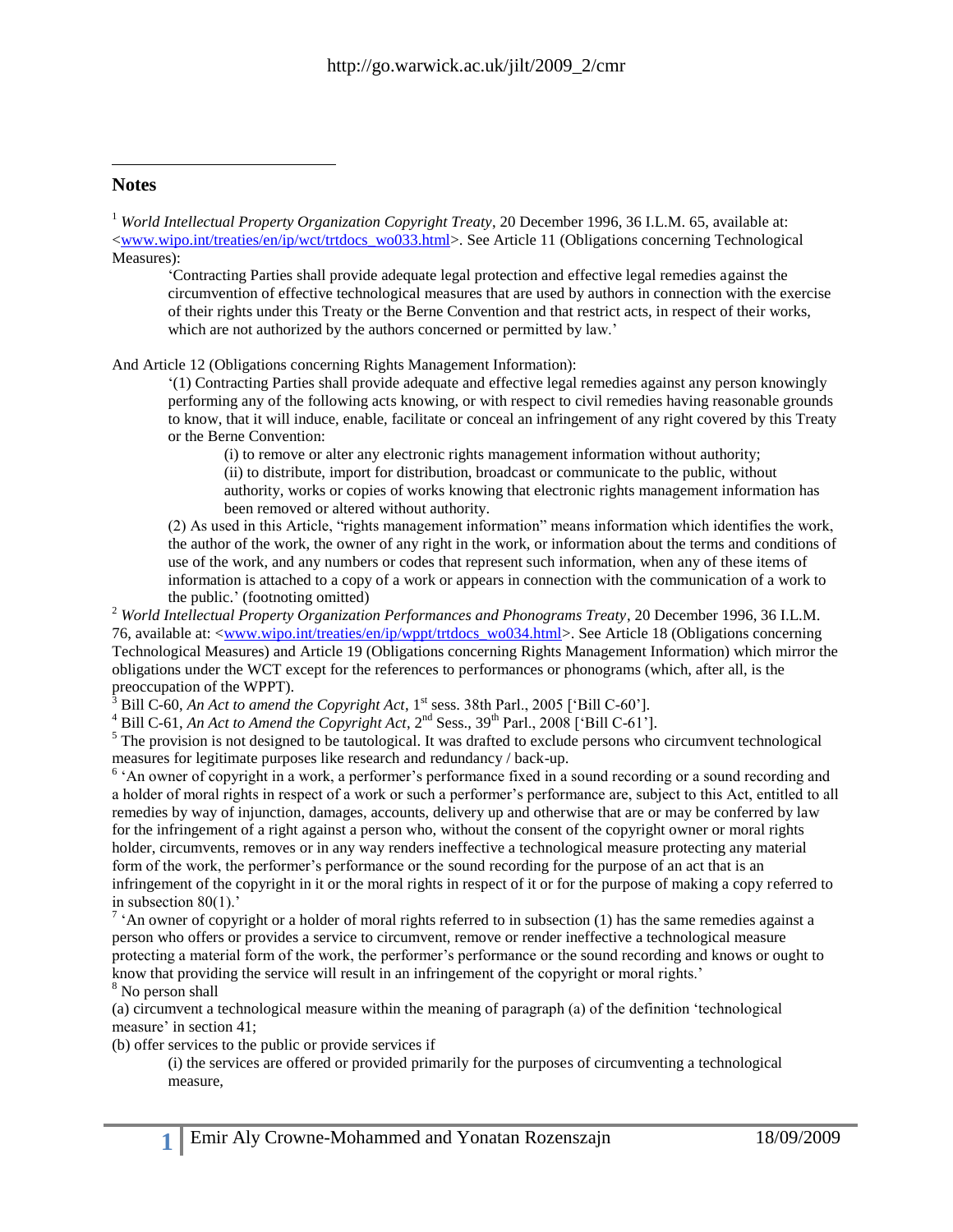## Notes

[1] *World Intellectual Property Organization Copyright Treaty*, 20 December 1996, 36 I.L.M. 65, available at: <www.wipo.int/treaties/en/ip/wct/trtdocs_wo033.html>. See Article 11 (Obligations concerning Technological Measures):

> 'Contracting Parties shall provide adequate legal protection and effective legal remedies against the circumvention of effective technological measures that are used by authors in connection with the exercise of their rights under this Treaty or the Berne Convention and that restrict acts, in respect of their works, which are not authorized by the authors concerned or permitted by law.'

And Article 12 (Obligations concerning Rights Management Information):

> '(1) Contracting Parties shall provide adequate and effective legal remedies against any person knowingly performing any of the following acts knowing, or with respect to civil remedies having reasonable grounds to know, that it will induce, enable, facilitate or conceal an infringement of any right covered by this Treaty or the Berne Convention:
>
> > (i) to remove or alter any electronic rights management information without authority;
> > (ii) to distribute, import for distribution, broadcast or communicate to the public, without authority, works or copies of works knowing that electronic rights management information has been removed or altered without authority.
>
> (2) As used in this Article, "rights management information" means information which identifies the work, the author of the work, the owner of any right in the work, or information about the terms and conditions of use of the work, and any numbers or codes that represent such information, when any of these items of information is attached to a copy of a work or appears in connection with the communication of a work to the public.' (footnoting omitted)

[2] *World Intellectual Property Organization Performances and Phonograms Treaty*, 20 December 1996, 36 I.L.M. 76, available at: <www.wipo.int/treaties/en/ip/wppt/trtdocs_wo034.html>. See Article 18 (Obligations concerning Technological Measures) and Article 19 (Obligations concerning Rights Management Information) which mirror the obligations under the WCT except for the references to performances or phonograms (which, after all, is the preoccupation of the WPPT).

[3] Bill C-60, *An Act to amend the Copyright Act*, 1st sess. 38th Parl., 2005 ['Bill C-60'].

[4] Bill C-61, *An Act to Amend the Copyright Act*, 2nd Sess., 39th Parl., 2008 ['Bill C-61'].

[5] The provision is not designed to be tautological. It was drafted to exclude persons who circumvent technological measures for legitimate purposes like research and redundancy / back-up.

[6] 'An owner of copyright in a work, a performer's performance fixed in a sound recording or a sound recording and a holder of moral rights in respect of a work or such a performer's performance are, subject to this Act, entitled to all remedies by way of injunction, damages, accounts, delivery up and otherwise that are or may be conferred by law for the infringement of a right against a person who, without the consent of the copyright owner or moral rights holder, circumvents, removes or in any way renders ineffective a technological measure protecting any material form of the work, the performer's performance or the sound recording for the purpose of an act that is an infringement of the copyright in it or the moral rights in respect of it or for the purpose of making a copy referred to in subsection 80(1).'

[7] 'An owner of copyright or a holder of moral rights referred to in subsection (1) has the same remedies against a person who offers or provides a service to circumvent, remove or render ineffective a technological measure protecting a material form of the work, the performer's performance or the sound recording and knows or ought to know that providing the service will result in an infringement of the copyright or moral rights.'

[8] No person shall

(a) circumvent a technological measure within the meaning of paragraph (a) of the definition 'technological measure' in section 41;

(b) offer services to the public or provide services if

> (i) the services are offered or provided primarily for the purposes of circumventing a technological measure,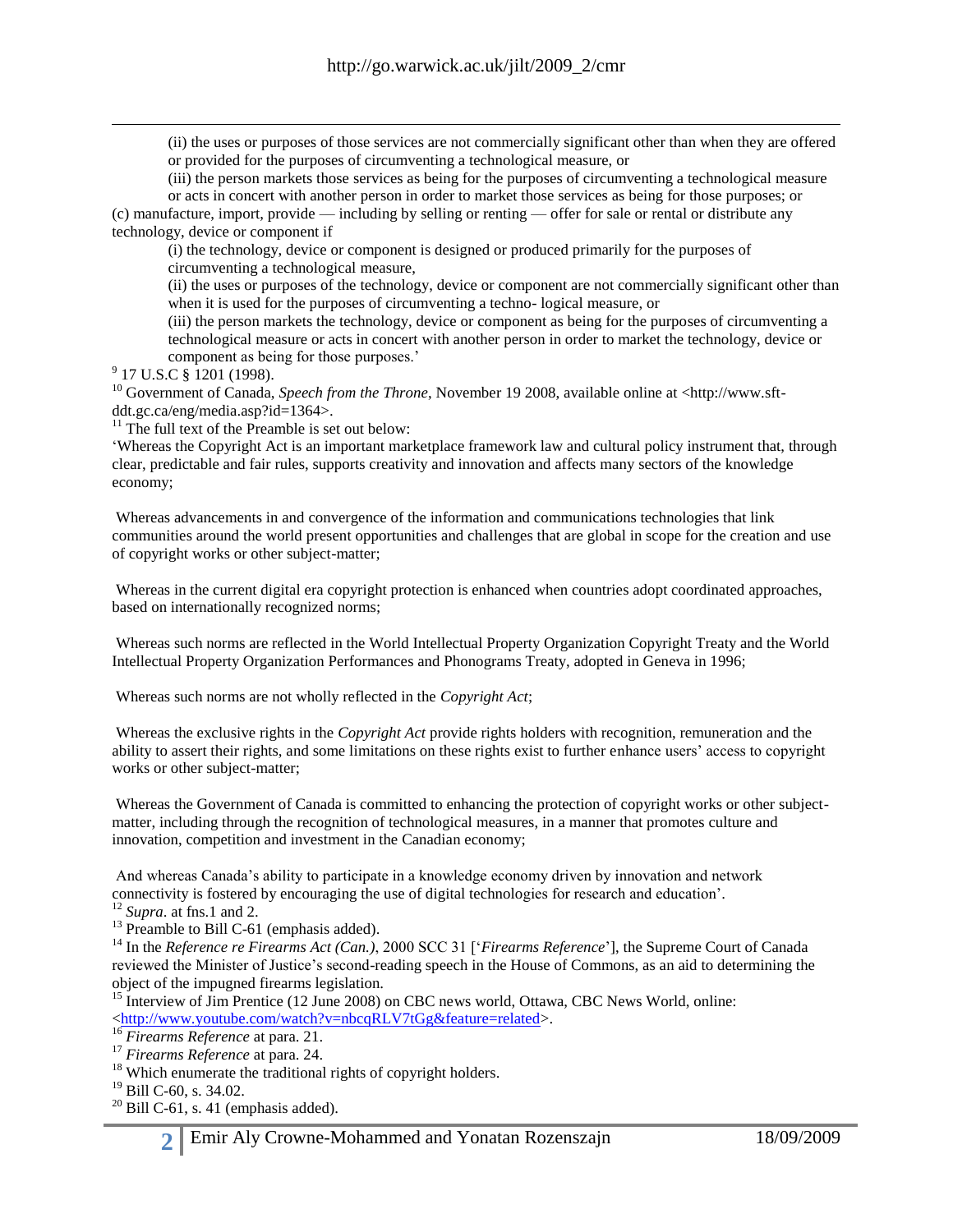(ii) the uses or purposes of those services are not commercially significant other than when they are offered or provided for the purposes of circumventing a technological measure, or

(iii) the person markets those services as being for the purposes of circumventing a technological measure or acts in concert with another person in order to market those services as being for those purposes; or

(c) manufacture, import, provide — including by selling or renting — offer for sale or rental or distribute any technology, device or component if

(i) the technology, device or component is designed or produced primarily for the purposes of circumventing a technological measure,

(ii) the uses or purposes of the technology, device or component are not commercially significant other than when it is used for the purposes of circumventing a techno- logical measure, or

(iii) the person markets the technology, device or component as being for the purposes of circumventing a technological measure or acts in concert with another person in order to market the technology, device or component as being for those purposes.'

[9] 17 U.S.C § 1201 (1998).

[10] Government of Canada, *Speech from the Throne*, November 19 2008, available online at <http://www.sft-ddt.gc.ca/eng/media.asp?id=1364>.

[11] The full text of the Preamble is set out below:

'Whereas the Copyright Act is an important marketplace framework law and cultural policy instrument that, through clear, predictable and fair rules, supports creativity and innovation and affects many sectors of the knowledge economy;

Whereas advancements in and convergence of the information and communications technologies that link communities around the world present opportunities and challenges that are global in scope for the creation and use of copyright works or other subject-matter;

Whereas in the current digital era copyright protection is enhanced when countries adopt coordinated approaches, based on internationally recognized norms;

Whereas such norms are reflected in the World Intellectual Property Organization Copyright Treaty and the World Intellectual Property Organization Performances and Phonograms Treaty, adopted in Geneva in 1996;

Whereas such norms are not wholly reflected in the *Copyright Act*;

Whereas the exclusive rights in the *Copyright Act* provide rights holders with recognition, remuneration and the ability to assert their rights, and some limitations on these rights exist to further enhance users' access to copyright works or other subject-matter;

Whereas the Government of Canada is committed to enhancing the protection of copyright works or other subject-matter, including through the recognition of technological measures, in a manner that promotes culture and innovation, competition and investment in the Canadian economy;

And whereas Canada's ability to participate in a knowledge economy driven by innovation and network connectivity is fostered by encouraging the use of digital technologies for research and education'.

[12] *Supra*. at fns.1 and 2.

[13] Preamble to Bill C-61 (emphasis added).

[14] In the *Reference re Firearms Act (Can.)*, 2000 SCC 31 ['*Firearms Reference*'], the Supreme Court of Canada reviewed the Minister of Justice's second-reading speech in the House of Commons, as an aid to determining the object of the impugned firearms legislation.

[15] Interview of Jim Prentice (12 June 2008) on CBC news world, Ottawa, CBC News World, online: <http://www.youtube.com/watch?v=nbcqRLV7tGg&feature=related>.

[16] *Firearms Reference* at para. 21.

[17] *Firearms Reference* at para. 24.

[18] Which enumerate the traditional rights of copyright holders.

[19] Bill C-60, s. 34.02.

[20] Bill C-61, s. 41 (emphasis added).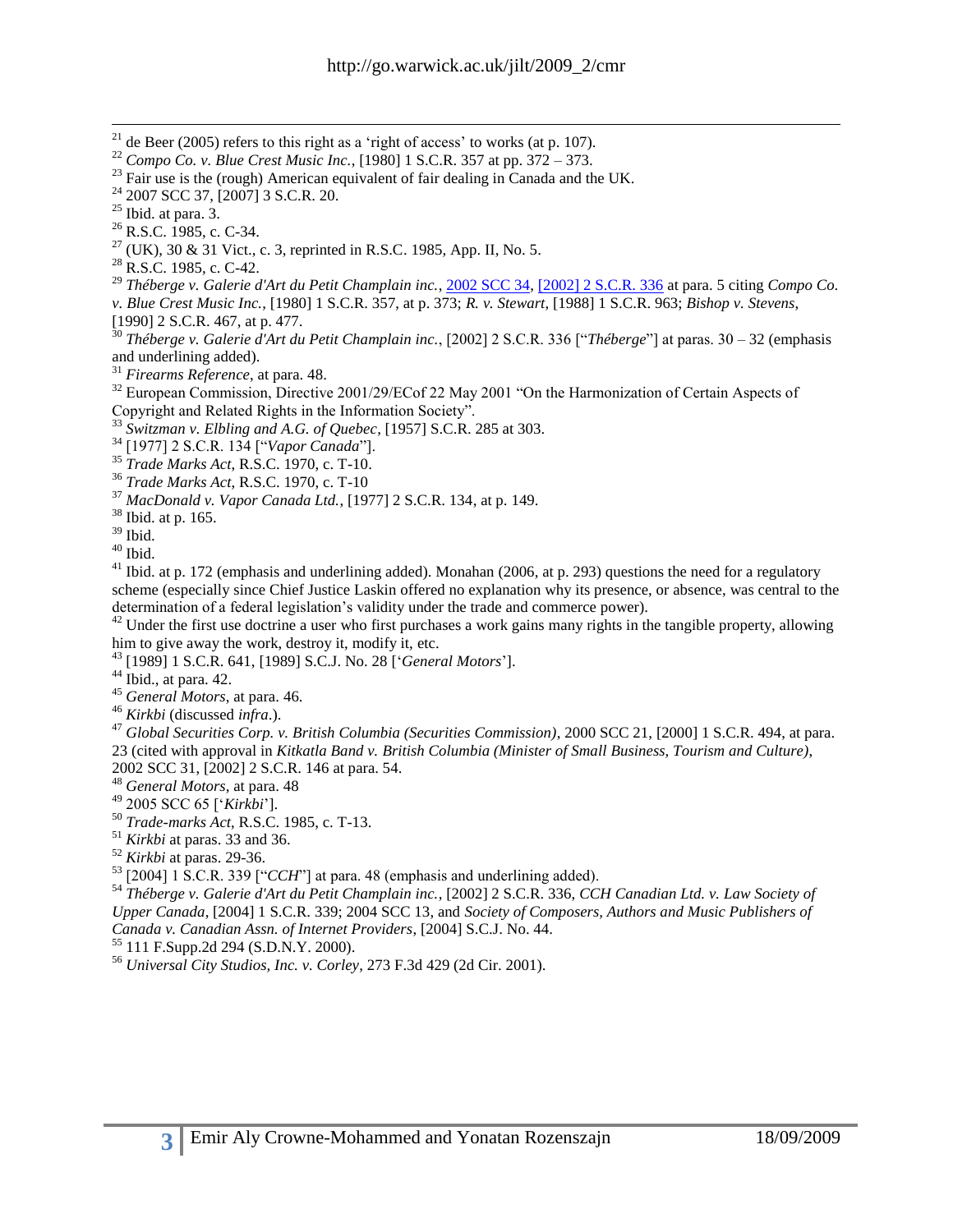[21] de Beer (2005) refers to this right as a 'right of access' to works (at p. 107).

[22] *Compo Co. v. Blue Crest Music Inc.*, [1980] 1 S.C.R. 357 at pp. 372 – 373.

[23] Fair use is the (rough) American equivalent of fair dealing in Canada and the UK.

[24] 2007 SCC 37, [2007] 3 S.C.R. 20.

[25] Ibid. at para. 3.

[26] R.S.C. 1985, c. C-34.

[27] (UK), 30 & 31 Vict., c. 3, reprinted in R.S.C. 1985, App. II, No. 5.

[28] R.S.C. 1985, c. C-42.

[29] *Théberge v. Galerie d'Art du Petit Champlain inc.*, 2002 SCC 34, [2002] 2 S.C.R. 336 at para. 5 citing *Compo Co. v. Blue Crest Music Inc.*, [1980] 1 S.C.R. 357, at p. 373; *R. v. Stewart*, [1988] 1 S.C.R. 963; *Bishop v. Stevens*, [1990] 2 S.C.R. 467, at p. 477.

[30] *Théberge v. Galerie d'Art du Petit Champlain inc.*, [2002] 2 S.C.R. 336 ["*Théberge*"] at paras. 30 – 32 (emphasis and underlining added).

[31] *Firearms Reference*, at para. 48.

[32] European Commission, Directive 2001/29/ECof 22 May 2001 "On the Harmonization of Certain Aspects of Copyright and Related Rights in the Information Society".

[33] *Switzman v. Elbling and A.G. of Quebec*, [1957] S.C.R. 285 at 303.

[34] [1977] 2 S.C.R. 134 ["*Vapor Canada*"].

[35] *Trade Marks Act*, R.S.C. 1970, c. T-10.

[36] *Trade Marks Act*, R.S.C. 1970, c. T-10

[37] *MacDonald v. Vapor Canada Ltd.*, [1977] 2 S.C.R. 134, at p. 149.

[38] Ibid. at p. 165.

[39] Ibid.

[40] Ibid.

[41] Ibid. at p. 172 (emphasis and underlining added). Monahan (2006, at p. 293) questions the need for a regulatory scheme (especially since Chief Justice Laskin offered no explanation why its presence, or absence, was central to the determination of a federal legislation's validity under the trade and commerce power).

[42] Under the first use doctrine a user who first purchases a work gains many rights in the tangible property, allowing him to give away the work, destroy it, modify it, etc.

[43] [1989] 1 S.C.R. 641, [1989] S.C.J. No. 28 ['*General Motors*'].

[44] Ibid., at para. 42.

[45] *General Motors*, at para. 46.

[46] *Kirkbi* (discussed *infra*.).

[47] *Global Securities Corp. v. British Columbia (Securities Commission)*, 2000 SCC 21, [2000] 1 S.C.R. 494, at para. 23 (cited with approval in *Kitkatla Band v. British Columbia (Minister of Small Business, Tourism and Culture)*, 2002 SCC 31, [2002] 2 S.C.R. 146 at para. 54.

[48] *General Motors*, at para. 48

[49] 2005 SCC 65 ['*Kirkbi*'].

[50] *Trade-marks Act*, R.S.C. 1985, c. T-13.

[51] *Kirkbi* at paras. 33 and 36.

[52] *Kirkbi* at paras. 29-36.

[53] [2004] 1 S.C.R. 339 ["*CCH*"] at para. 48 (emphasis and underlining added).

[54] *Théberge v. Galerie d'Art du Petit Champlain inc.*, [2002] 2 S.C.R. 336, *CCH Canadian Ltd. v. Law Society of Upper Canada*, [2004] 1 S.C.R. 339; 2004 SCC 13, and *Society of Composers, Authors and Music Publishers of Canada v. Canadian Assn. of Internet Providers*, [2004] S.C.J. No. 44.

[55] 111 F.Supp.2d 294 (S.D.N.Y. 2000).

[56] *Universal City Studios, Inc. v. Corley*, 273 F.3d 429 (2d Cir. 2001).